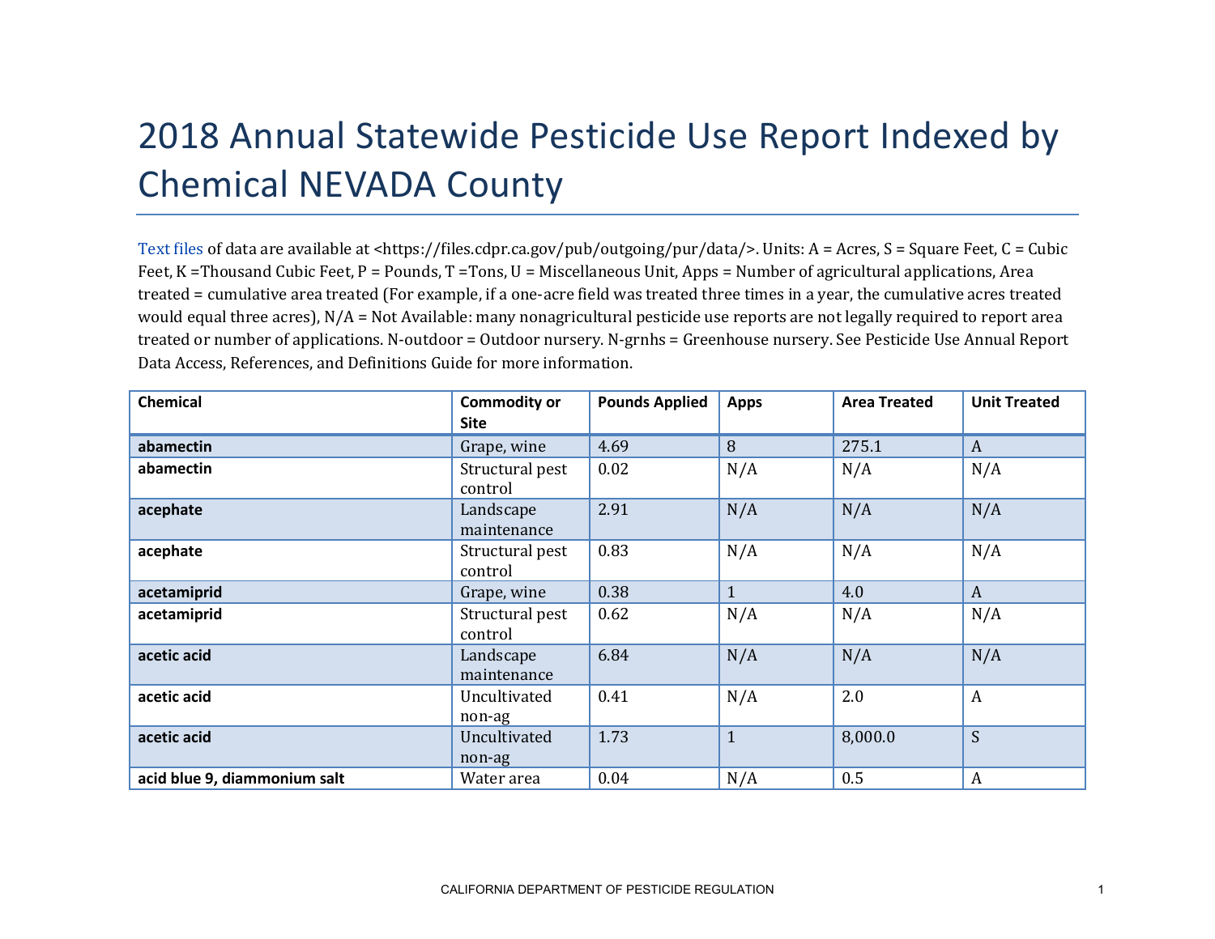# 2018 Annual Statewide Pesticide Use Report Indexed by Chemical NEVADA County

Text files of data are available at <https://files.cdpr.ca.gov/pub/outgoing/pur/data/>. Units: A = Acres, S = Square Feet, C = Cubic Feet, K =Thousand Cubic Feet, P = Pounds, T =Tons, U = Miscellaneous Unit, Apps = Number of agricultural applications, Area treated = cumulative area treated (For example, if a one-acre field was treated three times in a year, the cumulative acres treated would equal three acres), N/A = Not Available: many nonagricultural pesticide use reports are not legally required to report area treated or number of applications. N-outdoor = Outdoor nursery. N-grnhs = Greenhouse nursery. See Pesticide Use Annual Report Data Access, References, and Definitions Guide for more information.

| Chemical | Commodity or Site | Pounds Applied | Apps | Area Treated | Unit Treated |
|---|---|---|---|---|---|
| **abamectin** | Grape, wine | 4.69 | 8 | 275.1 | A |
| **abamectin** | Structural pest control | 0.02 | N/A | N/A | N/A |
| **acephate** | Landscape maintenance | 2.91 | N/A | N/A | N/A |
| **acephate** | Structural pest control | 0.83 | N/A | N/A | N/A |
| **acetamiprid** | Grape, wine | 0.38 | 1 | 4.0 | A |
| **acetamiprid** | Structural pest control | 0.62 | N/A | N/A | N/A |
| **acetic acid** | Landscape maintenance | 6.84 | N/A | N/A | N/A |
| **acetic acid** | Uncultivated non-ag | 0.41 | N/A | 2.0 | A |
| **acetic acid** | Uncultivated non-ag | 1.73 | 1 | 8,000.0 | S |
| **acid blue 9, diammonium salt** | Water area | 0.04 | N/A | 0.5 | A |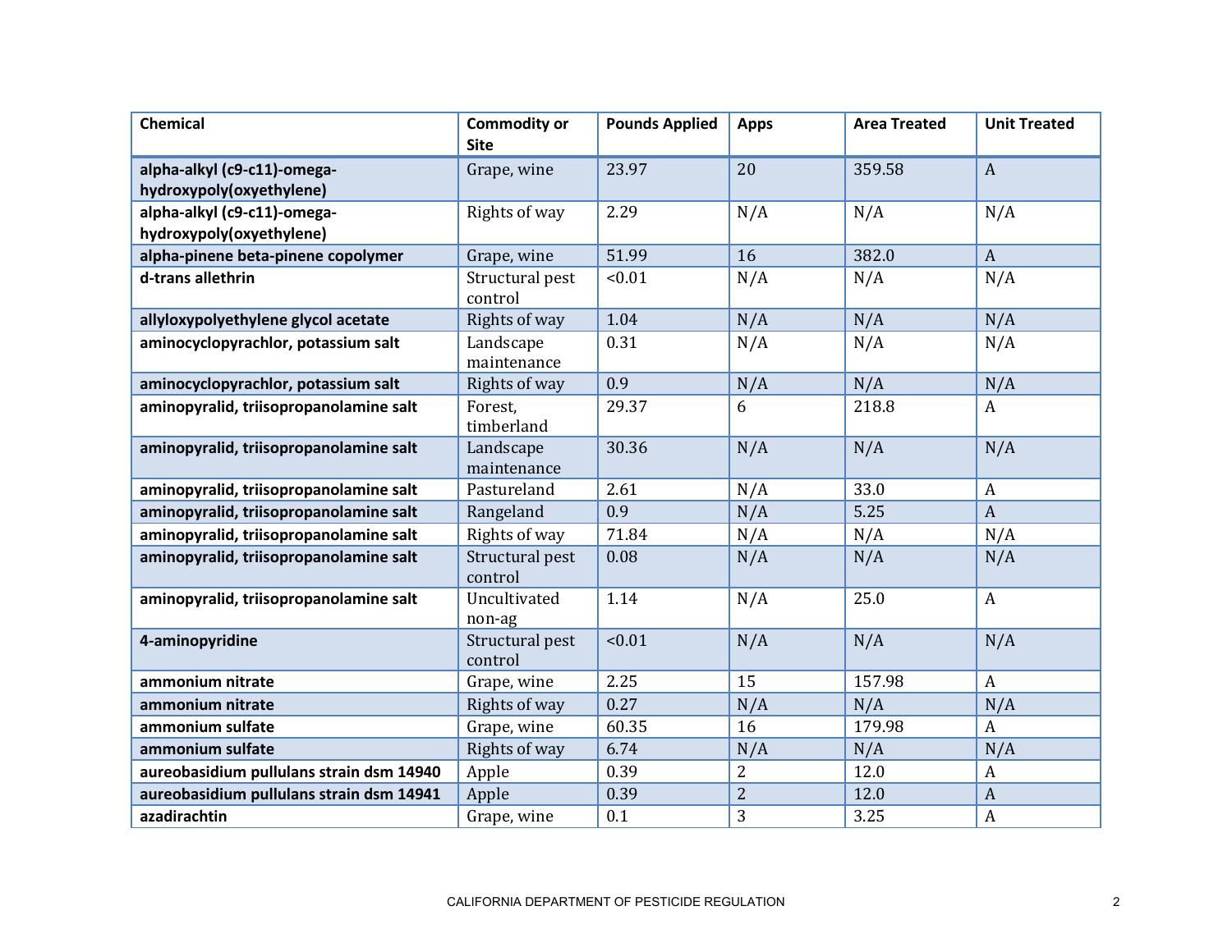| Chemical | Commodity or Site | Pounds Applied | Apps | Area Treated | Unit Treated |
|---|---|---|---|---|---|
| **alpha-alkyl (c9-c11)-omega-hydroxypoly(oxyethylene)** | Grape, wine | 23.97 | 20 | 359.58 | A |
| **alpha-alkyl (c9-c11)-omega-hydroxypoly(oxyethylene)** | Rights of way | 2.29 | N/A | N/A | N/A |
| **alpha-pinene beta-pinene copolymer** | Grape, wine | 51.99 | 16 | 382.0 | A |
| **d-trans allethrin** | Structural pest control | <0.01 | N/A | N/A | N/A |
| **allyloxypolyethylene glycol acetate** | Rights of way | 1.04 | N/A | N/A | N/A |
| **aminocyclopyrachlor, potassium salt** | Landscape maintenance | 0.31 | N/A | N/A | N/A |
| **aminocyclopyrachlor, potassium salt** | Rights of way | 0.9 | N/A | N/A | N/A |
| **aminopyralid, triisopropanolamine salt** | Forest, timberland | 29.37 | 6 | 218.8 | A |
| **aminopyralid, triisopropanolamine salt** | Landscape maintenance | 30.36 | N/A | N/A | N/A |
| **aminopyralid, triisopropanolamine salt** | Pastureland | 2.61 | N/A | 33.0 | A |
| **aminopyralid, triisopropanolamine salt** | Rangeland | 0.9 | N/A | 5.25 | A |
| **aminopyralid, triisopropanolamine salt** | Rights of way | 71.84 | N/A | N/A | N/A |
| **aminopyralid, triisopropanolamine salt** | Structural pest control | 0.08 | N/A | N/A | N/A |
| **aminopyralid, triisopropanolamine salt** | Uncultivated non-ag | 1.14 | N/A | 25.0 | A |
| **4-aminopyridine** | Structural pest control | <0.01 | N/A | N/A | N/A |
| **ammonium nitrate** | Grape, wine | 2.25 | 15 | 157.98 | A |
| **ammonium nitrate** | Rights of way | 0.27 | N/A | N/A | N/A |
| **ammonium sulfate** | Grape, wine | 60.35 | 16 | 179.98 | A |
| **ammonium sulfate** | Rights of way | 6.74 | N/A | N/A | N/A |
| **aureobasidium pullulans strain dsm 14940** | Apple | 0.39 | 2 | 12.0 | A |
| **aureobasidium pullulans strain dsm 14941** | Apple | 0.39 | 2 | 12.0 | A |
| **azadirachtin** | Grape, wine | 0.1 | 3 | 3.25 | A |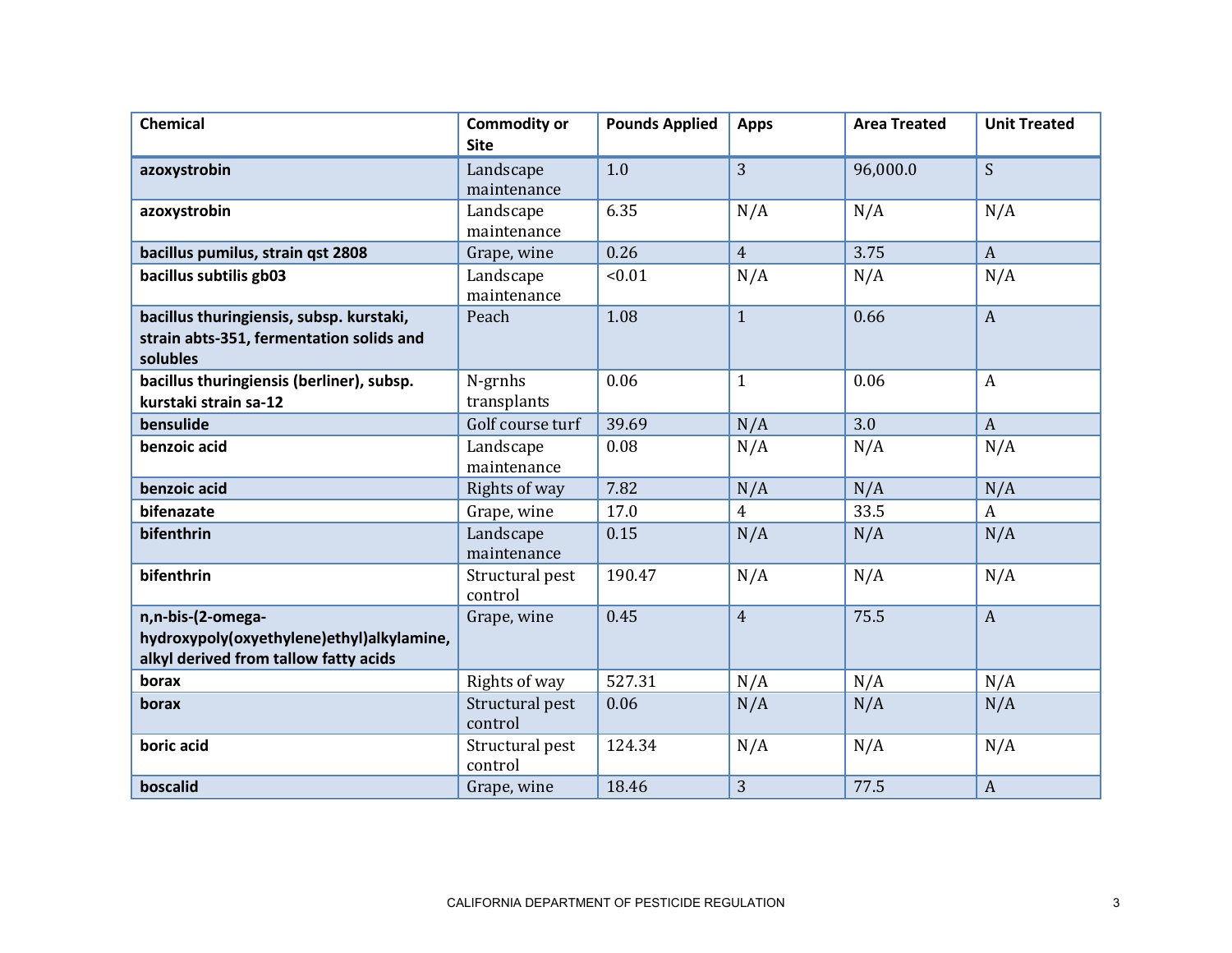| Chemical | Commodity or Site | Pounds Applied | Apps | Area Treated | Unit Treated |
|---|---|---|---|---|---|
| **azoxystrobin** | Landscape maintenance | 1.0 | 3 | 96,000.0 | S |
| **azoxystrobin** | Landscape maintenance | 6.35 | N/A | N/A | N/A |
| **bacillus pumilus, strain qst 2808** | Grape, wine | 0.26 | 4 | 3.75 | A |
| **bacillus subtilis gb03** | Landscape maintenance | <0.01 | N/A | N/A | N/A |
| **bacillus thuringiensis, subsp. kurstaki, strain abts-351, fermentation solids and solubles** | Peach | 1.08 | 1 | 0.66 | A |
| **bacillus thuringiensis (berliner), subsp. kurstaki strain sa-12** | N-grnhs transplants | 0.06 | 1 | 0.06 | A |
| **bensulide** | Golf course turf | 39.69 | N/A | 3.0 | A |
| **benzoic acid** | Landscape maintenance | 0.08 | N/A | N/A | N/A |
| **benzoic acid** | Rights of way | 7.82 | N/A | N/A | N/A |
| **bifenazate** | Grape, wine | 17.0 | 4 | 33.5 | A |
| **bifenthrin** | Landscape maintenance | 0.15 | N/A | N/A | N/A |
| **bifenthrin** | Structural pest control | 190.47 | N/A | N/A | N/A |
| **n,n-bis-(2-omega-hydroxypoly(oxyethylene)ethyl)alkylamine, alkyl derived from tallow fatty acids** | Grape, wine | 0.45 | 4 | 75.5 | A |
| **borax** | Rights of way | 527.31 | N/A | N/A | N/A |
| **borax** | Structural pest control | 0.06 | N/A | N/A | N/A |
| **boric acid** | Structural pest control | 124.34 | N/A | N/A | N/A |
| **boscalid** | Grape, wine | 18.46 | 3 | 77.5 | A |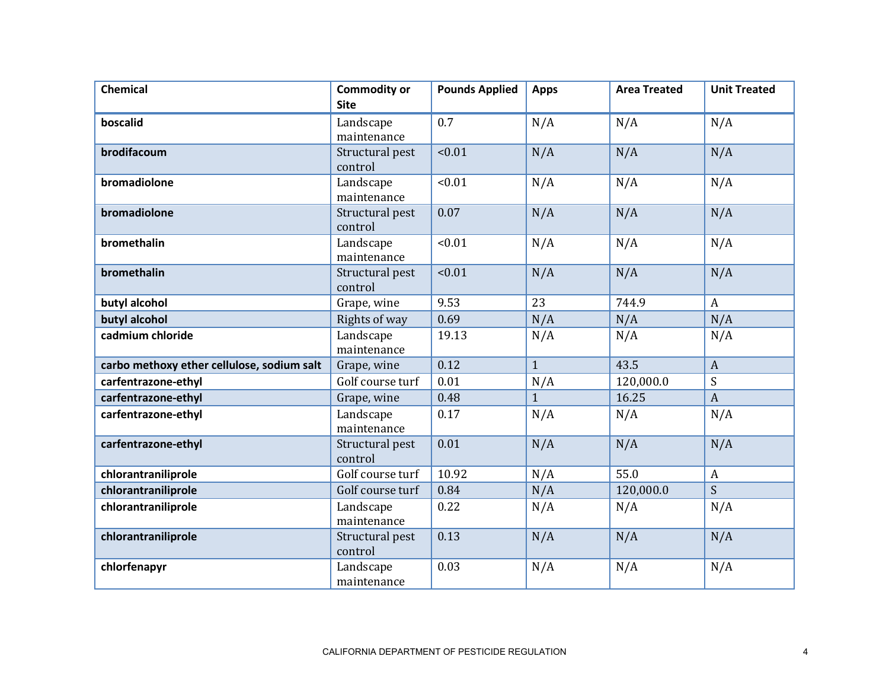| Chemical | Commodity or Site | Pounds Applied | Apps | Area Treated | Unit Treated |
|---|---|---|---|---|---|
| **boscalid** | Landscape maintenance | 0.7 | N/A | N/A | N/A |
| **brodifacoum** | Structural pest control | <0.01 | N/A | N/A | N/A |
| **bromadiolone** | Landscape maintenance | <0.01 | N/A | N/A | N/A |
| **bromadiolone** | Structural pest control | 0.07 | N/A | N/A | N/A |
| **bromethalin** | Landscape maintenance | <0.01 | N/A | N/A | N/A |
| **bromethalin** | Structural pest control | <0.01 | N/A | N/A | N/A |
| **butyl alcohol** | Grape, wine | 9.53 | 23 | 744.9 | A |
| **butyl alcohol** | Rights of way | 0.69 | N/A | N/A | N/A |
| **cadmium chloride** | Landscape maintenance | 19.13 | N/A | N/A | N/A |
| **carbo methoxy ether cellulose, sodium salt** | Grape, wine | 0.12 | 1 | 43.5 | A |
| **carfentrazone-ethyl** | Golf course turf | 0.01 | N/A | 120,000.0 | S |
| **carfentrazone-ethyl** | Grape, wine | 0.48 | 1 | 16.25 | A |
| **carfentrazone-ethyl** | Landscape maintenance | 0.17 | N/A | N/A | N/A |
| **carfentrazone-ethyl** | Structural pest control | 0.01 | N/A | N/A | N/A |
| **chlorantraniliprole** | Golf course turf | 10.92 | N/A | 55.0 | A |
| **chlorantraniliprole** | Golf course turf | 0.84 | N/A | 120,000.0 | S |
| **chlorantraniliprole** | Landscape maintenance | 0.22 | N/A | N/A | N/A |
| **chlorantraniliprole** | Structural pest control | 0.13 | N/A | N/A | N/A |
| **chlorfenapyr** | Landscape maintenance | 0.03 | N/A | N/A | N/A |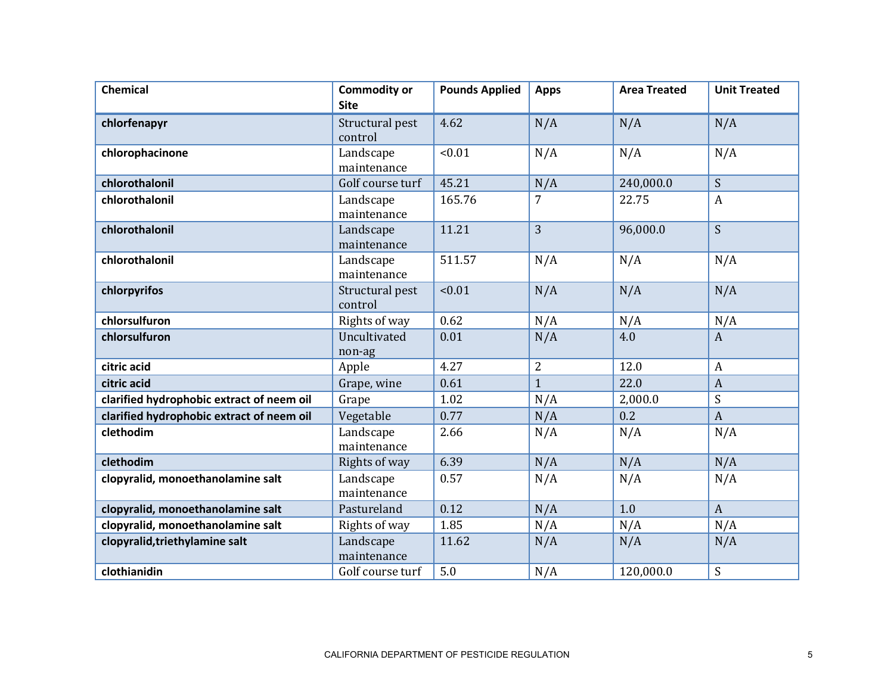| Chemical | Commodity or Site | Pounds Applied | Apps | Area Treated | Unit Treated |
|---|---|---|---|---|---|
| **chlorfenapyr** | Structural pest control | 4.62 | N/A | N/A | N/A |
| **chlorophacinone** | Landscape maintenance | <0.01 | N/A | N/A | N/A |
| **chlorothalonil** | Golf course turf | 45.21 | N/A | 240,000.0 | S |
| **chlorothalonil** | Landscape maintenance | 165.76 | 7 | 22.75 | A |
| **chlorothalonil** | Landscape maintenance | 11.21 | 3 | 96,000.0 | S |
| **chlorothalonil** | Landscape maintenance | 511.57 | N/A | N/A | N/A |
| **chlorpyrifos** | Structural pest control | <0.01 | N/A | N/A | N/A |
| **chlorsulfuron** | Rights of way | 0.62 | N/A | N/A | N/A |
| **chlorsulfuron** | Uncultivated non-ag | 0.01 | N/A | 4.0 | A |
| **citric acid** | Apple | 4.27 | 2 | 12.0 | A |
| **citric acid** | Grape, wine | 0.61 | 1 | 22.0 | A |
| **clarified hydrophobic extract of neem oil** | Grape | 1.02 | N/A | 2,000.0 | S |
| **clarified hydrophobic extract of neem oil** | Vegetable | 0.77 | N/A | 0.2 | A |
| **clethodim** | Landscape maintenance | 2.66 | N/A | N/A | N/A |
| **clethodim** | Rights of way | 6.39 | N/A | N/A | N/A |
| **clopyralid, monoethanolamine salt** | Landscape maintenance | 0.57 | N/A | N/A | N/A |
| **clopyralid, monoethanolamine salt** | Pastureland | 0.12 | N/A | 1.0 | A |
| **clopyralid, monoethanolamine salt** | Rights of way | 1.85 | N/A | N/A | N/A |
| **clopyralid,triethylamine salt** | Landscape maintenance | 11.62 | N/A | N/A | N/A |
| **clothianidin** | Golf course turf | 5.0 | N/A | 120,000.0 | S |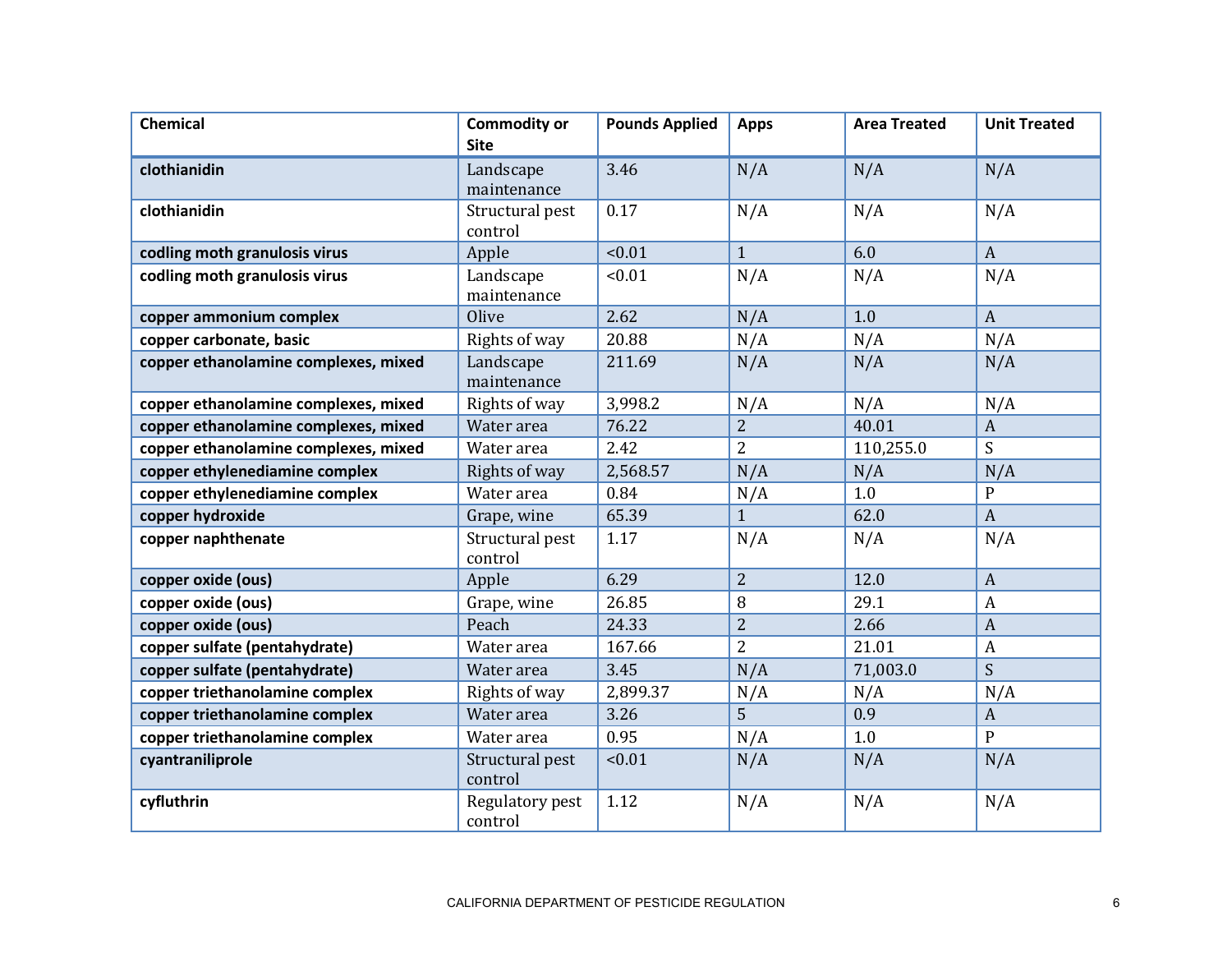| Chemical | Commodity or Site | Pounds Applied | Apps | Area Treated | Unit Treated |
|---|---|---|---|---|---|
| **clothianidin** | Landscape maintenance | 3.46 | N/A | N/A | N/A |
| **clothianidin** | Structural pest control | 0.17 | N/A | N/A | N/A |
| **codling moth granulosis virus** | Apple | <0.01 | 1 | 6.0 | A |
| **codling moth granulosis virus** | Landscape maintenance | <0.01 | N/A | N/A | N/A |
| **copper ammonium complex** | Olive | 2.62 | N/A | 1.0 | A |
| **copper carbonate, basic** | Rights of way | 20.88 | N/A | N/A | N/A |
| **copper ethanolamine complexes, mixed** | Landscape maintenance | 211.69 | N/A | N/A | N/A |
| **copper ethanolamine complexes, mixed** | Rights of way | 3,998.2 | N/A | N/A | N/A |
| **copper ethanolamine complexes, mixed** | Water area | 76.22 | 2 | 40.01 | A |
| **copper ethanolamine complexes, mixed** | Water area | 2.42 | 2 | 110,255.0 | S |
| **copper ethylenediamine complex** | Rights of way | 2,568.57 | N/A | N/A | N/A |
| **copper ethylenediamine complex** | Water area | 0.84 | N/A | 1.0 | P |
| **copper hydroxide** | Grape, wine | 65.39 | 1 | 62.0 | A |
| **copper naphthenate** | Structural pest control | 1.17 | N/A | N/A | N/A |
| **copper oxide (ous)** | Apple | 6.29 | 2 | 12.0 | A |
| **copper oxide (ous)** | Grape, wine | 26.85 | 8 | 29.1 | A |
| **copper oxide (ous)** | Peach | 24.33 | 2 | 2.66 | A |
| **copper sulfate (pentahydrate)** | Water area | 167.66 | 2 | 21.01 | A |
| **copper sulfate (pentahydrate)** | Water area | 3.45 | N/A | 71,003.0 | S |
| **copper triethanolamine complex** | Rights of way | 2,899.37 | N/A | N/A | N/A |
| **copper triethanolamine complex** | Water area | 3.26 | 5 | 0.9 | A |
| **copper triethanolamine complex** | Water area | 0.95 | N/A | 1.0 | P |
| **cyantraniliprole** | Structural pest control | <0.01 | N/A | N/A | N/A |
| **cyfluthrin** | Regulatory pest control | 1.12 | N/A | N/A | N/A |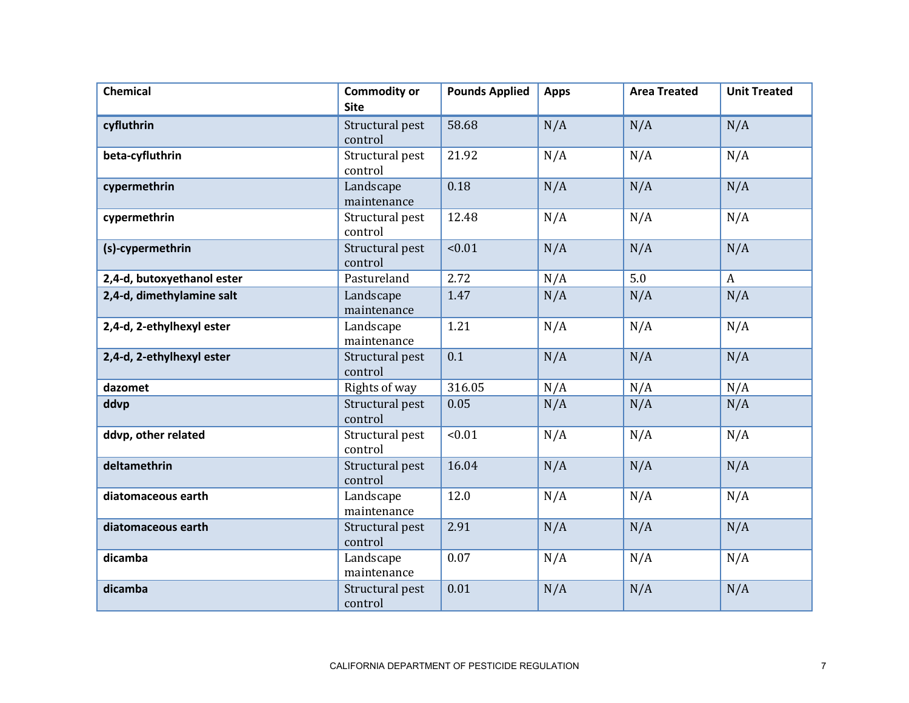| Chemical | Commodity or Site | Pounds Applied | Apps | Area Treated | Unit Treated |
|---|---|---|---|---|---|
| **cyfluthrin** | Structural pest control | 58.68 | N/A | N/A | N/A |
| **beta-cyfluthrin** | Structural pest control | 21.92 | N/A | N/A | N/A |
| **cypermethrin** | Landscape maintenance | 0.18 | N/A | N/A | N/A |
| **cypermethrin** | Structural pest control | 12.48 | N/A | N/A | N/A |
| **(s)-cypermethrin** | Structural pest control | <0.01 | N/A | N/A | N/A |
| **2,4-d, butoxyethanol ester** | Pastureland | 2.72 | N/A | 5.0 | A |
| **2,4-d, dimethylamine salt** | Landscape maintenance | 1.47 | N/A | N/A | N/A |
| **2,4-d, 2-ethylhexyl ester** | Landscape maintenance | 1.21 | N/A | N/A | N/A |
| **2,4-d, 2-ethylhexyl ester** | Structural pest control | 0.1 | N/A | N/A | N/A |
| **dazomet** | Rights of way | 316.05 | N/A | N/A | N/A |
| **ddvp** | Structural pest control | 0.05 | N/A | N/A | N/A |
| **ddvp, other related** | Structural pest control | <0.01 | N/A | N/A | N/A |
| **deltamethrin** | Structural pest control | 16.04 | N/A | N/A | N/A |
| **diatomaceous earth** | Landscape maintenance | 12.0 | N/A | N/A | N/A |
| **diatomaceous earth** | Structural pest control | 2.91 | N/A | N/A | N/A |
| **dicamba** | Landscape maintenance | 0.07 | N/A | N/A | N/A |
| **dicamba** | Structural pest control | 0.01 | N/A | N/A | N/A |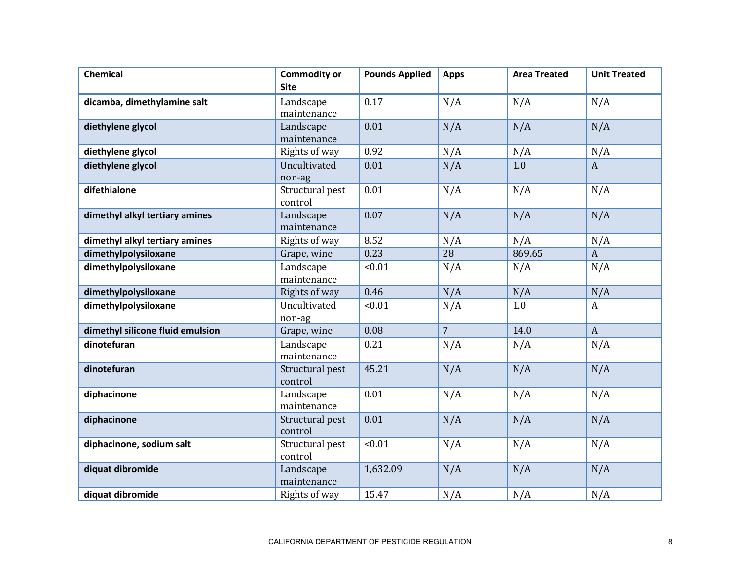| Chemical | Commodity or Site | Pounds Applied | Apps | Area Treated | Unit Treated |
|---|---|---|---|---|---|
| **dicamba, dimethylamine salt** | Landscape maintenance | 0.17 | N/A | N/A | N/A |
| **diethylene glycol** | Landscape maintenance | 0.01 | N/A | N/A | N/A |
| **diethylene glycol** | Rights of way | 0.92 | N/A | N/A | N/A |
| **diethylene glycol** | Uncultivated non-ag | 0.01 | N/A | 1.0 | A |
| **difethialone** | Structural pest control | 0.01 | N/A | N/A | N/A |
| **dimethyl alkyl tertiary amines** | Landscape maintenance | 0.07 | N/A | N/A | N/A |
| **dimethyl alkyl tertiary amines** | Rights of way | 8.52 | N/A | N/A | N/A |
| **dimethylpolysiloxane** | Grape, wine | 0.23 | 28 | 869.65 | A |
| **dimethylpolysiloxane** | Landscape maintenance | <0.01 | N/A | N/A | N/A |
| **dimethylpolysiloxane** | Rights of way | 0.46 | N/A | N/A | N/A |
| **dimethylpolysiloxane** | Uncultivated non-ag | <0.01 | N/A | 1.0 | A |
| **dimethyl silicone fluid emulsion** | Grape, wine | 0.08 | 7 | 14.0 | A |
| **dinotefuran** | Landscape maintenance | 0.21 | N/A | N/A | N/A |
| **dinotefuran** | Structural pest control | 45.21 | N/A | N/A | N/A |
| **diphacinone** | Landscape maintenance | 0.01 | N/A | N/A | N/A |
| **diphacinone** | Structural pest control | 0.01 | N/A | N/A | N/A |
| **diphacinone, sodium salt** | Structural pest control | <0.01 | N/A | N/A | N/A |
| **diquat dibromide** | Landscape maintenance | 1,632.09 | N/A | N/A | N/A |
| **diquat dibromide** | Rights of way | 15.47 | N/A | N/A | N/A |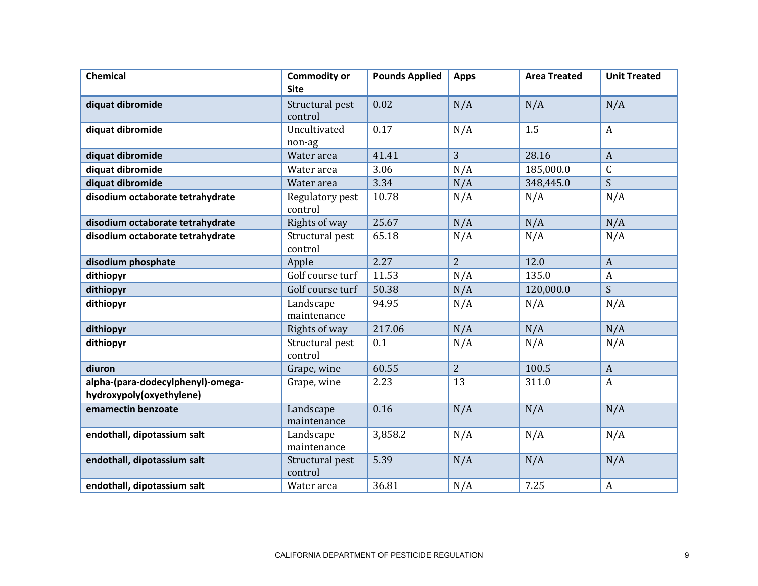| Chemical | Commodity or Site | Pounds Applied | Apps | Area Treated | Unit Treated |
|---|---|---|---|---|---|
| **diquat dibromide** | Structural pest control | 0.02 | N/A | N/A | N/A |
| **diquat dibromide** | Uncultivated non-ag | 0.17 | N/A | 1.5 | A |
| **diquat dibromide** | Water area | 41.41 | 3 | 28.16 | A |
| **diquat dibromide** | Water area | 3.06 | N/A | 185,000.0 | C |
| **diquat dibromide** | Water area | 3.34 | N/A | 348,445.0 | S |
| **disodium octaborate tetrahydrate** | Regulatory pest control | 10.78 | N/A | N/A | N/A |
| **disodium octaborate tetrahydrate** | Rights of way | 25.67 | N/A | N/A | N/A |
| **disodium octaborate tetrahydrate** | Structural pest control | 65.18 | N/A | N/A | N/A |
| **disodium phosphate** | Apple | 2.27 | 2 | 12.0 | A |
| **dithiopyr** | Golf course turf | 11.53 | N/A | 135.0 | A |
| **dithiopyr** | Golf course turf | 50.38 | N/A | 120,000.0 | S |
| **dithiopyr** | Landscape maintenance | 94.95 | N/A | N/A | N/A |
| **dithiopyr** | Rights of way | 217.06 | N/A | N/A | N/A |
| **dithiopyr** | Structural pest control | 0.1 | N/A | N/A | N/A |
| **diuron** | Grape, wine | 60.55 | 2 | 100.5 | A |
| **alpha-(para-dodecylphenyl)-omega-hydroxypoly(oxyethylene)** | Grape, wine | 2.23 | 13 | 311.0 | A |
| **emamectin benzoate** | Landscape maintenance | 0.16 | N/A | N/A | N/A |
| **endothall, dipotassium salt** | Landscape maintenance | 3,858.2 | N/A | N/A | N/A |
| **endothall, dipotassium salt** | Structural pest control | 5.39 | N/A | N/A | N/A |
| **endothall, dipotassium salt** | Water area | 36.81 | N/A | 7.25 | A |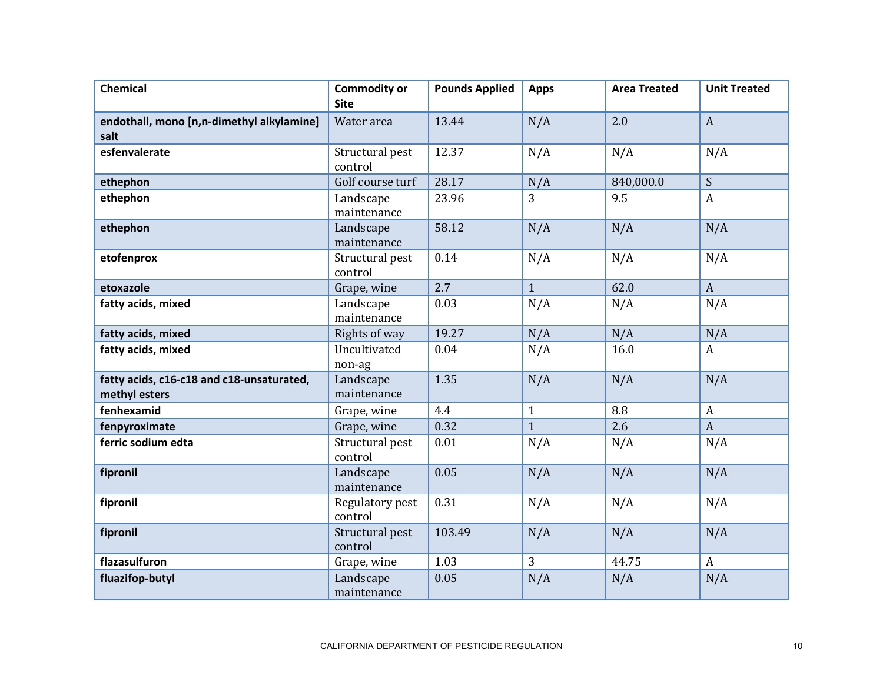| Chemical | Commodity or Site | Pounds Applied | Apps | Area Treated | Unit Treated |
|---|---|---|---|---|---|
| **endothall, mono [n,n-dimethyl alkylamine] salt** | Water area | 13.44 | N/A | 2.0 | A |
| **esfenvalerate** | Structural pest control | 12.37 | N/A | N/A | N/A |
| **ethephon** | Golf course turf | 28.17 | N/A | 840,000.0 | S |
| **ethephon** | Landscape maintenance | 23.96 | 3 | 9.5 | A |
| **ethephon** | Landscape maintenance | 58.12 | N/A | N/A | N/A |
| **etofenprox** | Structural pest control | 0.14 | N/A | N/A | N/A |
| **etoxazole** | Grape, wine | 2.7 | 1 | 62.0 | A |
| **fatty acids, mixed** | Landscape maintenance | 0.03 | N/A | N/A | N/A |
| **fatty acids, mixed** | Rights of way | 19.27 | N/A | N/A | N/A |
| **fatty acids, mixed** | Uncultivated non-ag | 0.04 | N/A | 16.0 | A |
| **fatty acids, c16-c18 and c18-unsaturated, methyl esters** | Landscape maintenance | 1.35 | N/A | N/A | N/A |
| **fenhexamid** | Grape, wine | 4.4 | 1 | 8.8 | A |
| **fenpyroximate** | Grape, wine | 0.32 | 1 | 2.6 | A |
| **ferric sodium edta** | Structural pest control | 0.01 | N/A | N/A | N/A |
| **fipronil** | Landscape maintenance | 0.05 | N/A | N/A | N/A |
| **fipronil** | Regulatory pest control | 0.31 | N/A | N/A | N/A |
| **fipronil** | Structural pest control | 103.49 | N/A | N/A | N/A |
| **flazasulfuron** | Grape, wine | 1.03 | 3 | 44.75 | A |
| **fluazifop-butyl** | Landscape maintenance | 0.05 | N/A | N/A | N/A |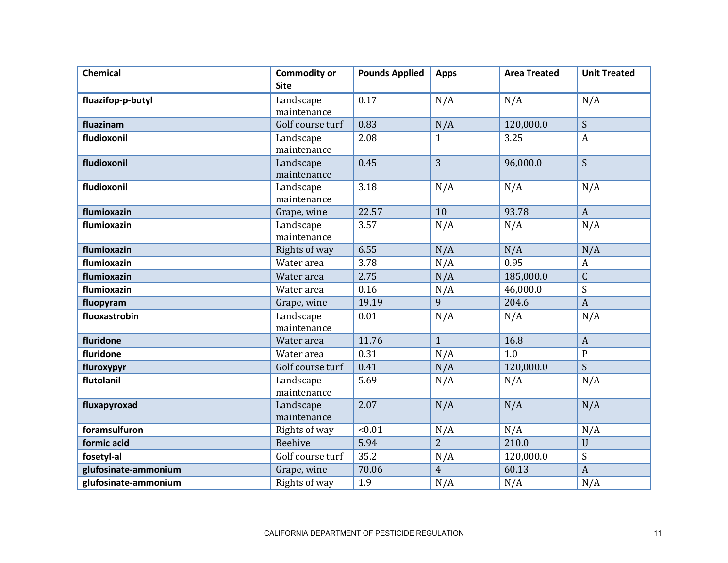| Chemical | Commodity or Site | Pounds Applied | Apps | Area Treated | Unit Treated |
|---|---|---|---|---|---|
| **fluazifop-p-butyl** | Landscape maintenance | 0.17 | N/A | N/A | N/A |
| **fluazinam** | Golf course turf | 0.83 | N/A | 120,000.0 | S |
| **fludioxonil** | Landscape maintenance | 2.08 | 1 | 3.25 | A |
| **fludioxonil** | Landscape maintenance | 0.45 | 3 | 96,000.0 | S |
| **fludioxonil** | Landscape maintenance | 3.18 | N/A | N/A | N/A |
| **flumioxazin** | Grape, wine | 22.57 | 10 | 93.78 | A |
| **flumioxazin** | Landscape maintenance | 3.57 | N/A | N/A | N/A |
| **flumioxazin** | Rights of way | 6.55 | N/A | N/A | N/A |
| **flumioxazin** | Water area | 3.78 | N/A | 0.95 | A |
| **flumioxazin** | Water area | 2.75 | N/A | 185,000.0 | C |
| **flumioxazin** | Water area | 0.16 | N/A | 46,000.0 | S |
| **fluopyram** | Grape, wine | 19.19 | 9 | 204.6 | A |
| **fluoxastrobin** | Landscape maintenance | 0.01 | N/A | N/A | N/A |
| **fluridone** | Water area | 11.76 | 1 | 16.8 | A |
| **fluridone** | Water area | 0.31 | N/A | 1.0 | P |
| **fluroxypyr** | Golf course turf | 0.41 | N/A | 120,000.0 | S |
| **flutolanil** | Landscape maintenance | 5.69 | N/A | N/A | N/A |
| **fluxapyroxad** | Landscape maintenance | 2.07 | N/A | N/A | N/A |
| **foramsulfuron** | Rights of way | <0.01 | N/A | N/A | N/A |
| **formic acid** | Beehive | 5.94 | 2 | 210.0 | U |
| **fosetyl-al** | Golf course turf | 35.2 | N/A | 120,000.0 | S |
| **glufosinate-ammonium** | Grape, wine | 70.06 | 4 | 60.13 | A |
| **glufosinate-ammonium** | Rights of way | 1.9 | N/A | N/A | N/A |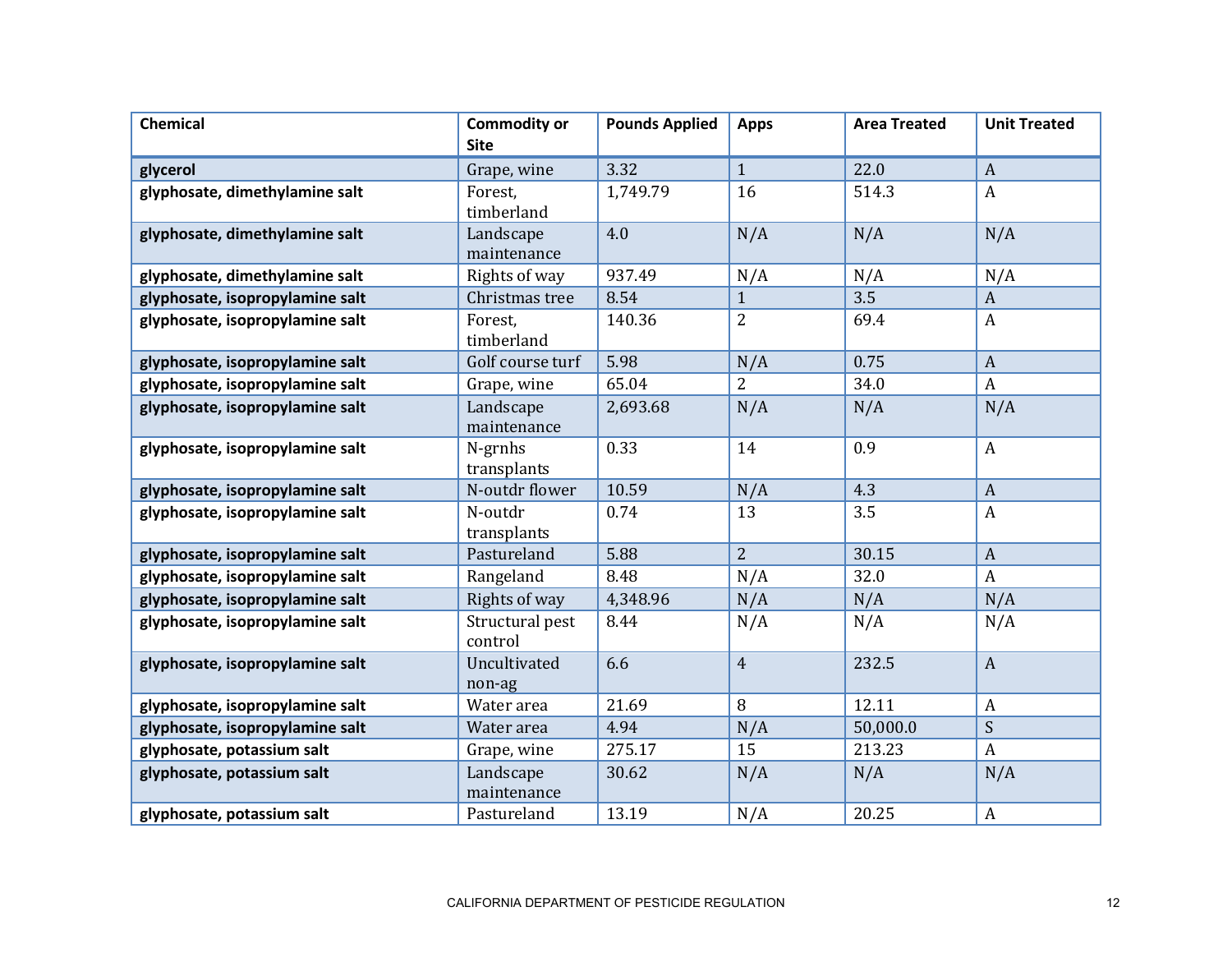| Chemical | Commodity or Site | Pounds Applied | Apps | Area Treated | Unit Treated |
|---|---|---|---|---|---|
| **glycerol** | Grape, wine | 3.32 | 1 | 22.0 | A |
| **glyphosate, dimethylamine salt** | Forest, timberland | 1,749.79 | 16 | 514.3 | A |
| **glyphosate, dimethylamine salt** | Landscape maintenance | 4.0 | N/A | N/A | N/A |
| **glyphosate, dimethylamine salt** | Rights of way | 937.49 | N/A | N/A | N/A |
| **glyphosate, isopropylamine salt** | Christmas tree | 8.54 | 1 | 3.5 | A |
| **glyphosate, isopropylamine salt** | Forest, timberland | 140.36 | 2 | 69.4 | A |
| **glyphosate, isopropylamine salt** | Golf course turf | 5.98 | N/A | 0.75 | A |
| **glyphosate, isopropylamine salt** | Grape, wine | 65.04 | 2 | 34.0 | A |
| **glyphosate, isopropylamine salt** | Landscape maintenance | 2,693.68 | N/A | N/A | N/A |
| **glyphosate, isopropylamine salt** | N-grnhs transplants | 0.33 | 14 | 0.9 | A |
| **glyphosate, isopropylamine salt** | N-outdr flower | 10.59 | N/A | 4.3 | A |
| **glyphosate, isopropylamine salt** | N-outdr transplants | 0.74 | 13 | 3.5 | A |
| **glyphosate, isopropylamine salt** | Pastureland | 5.88 | 2 | 30.15 | A |
| **glyphosate, isopropylamine salt** | Rangeland | 8.48 | N/A | 32.0 | A |
| **glyphosate, isopropylamine salt** | Rights of way | 4,348.96 | N/A | N/A | N/A |
| **glyphosate, isopropylamine salt** | Structural pest control | 8.44 | N/A | N/A | N/A |
| **glyphosate, isopropylamine salt** | Uncultivated non-ag | 6.6 | 4 | 232.5 | A |
| **glyphosate, isopropylamine salt** | Water area | 21.69 | 8 | 12.11 | A |
| **glyphosate, isopropylamine salt** | Water area | 4.94 | N/A | 50,000.0 | S |
| **glyphosate, potassium salt** | Grape, wine | 275.17 | 15 | 213.23 | A |
| **glyphosate, potassium salt** | Landscape maintenance | 30.62 | N/A | N/A | N/A |
| **glyphosate, potassium salt** | Pastureland | 13.19 | N/A | 20.25 | A |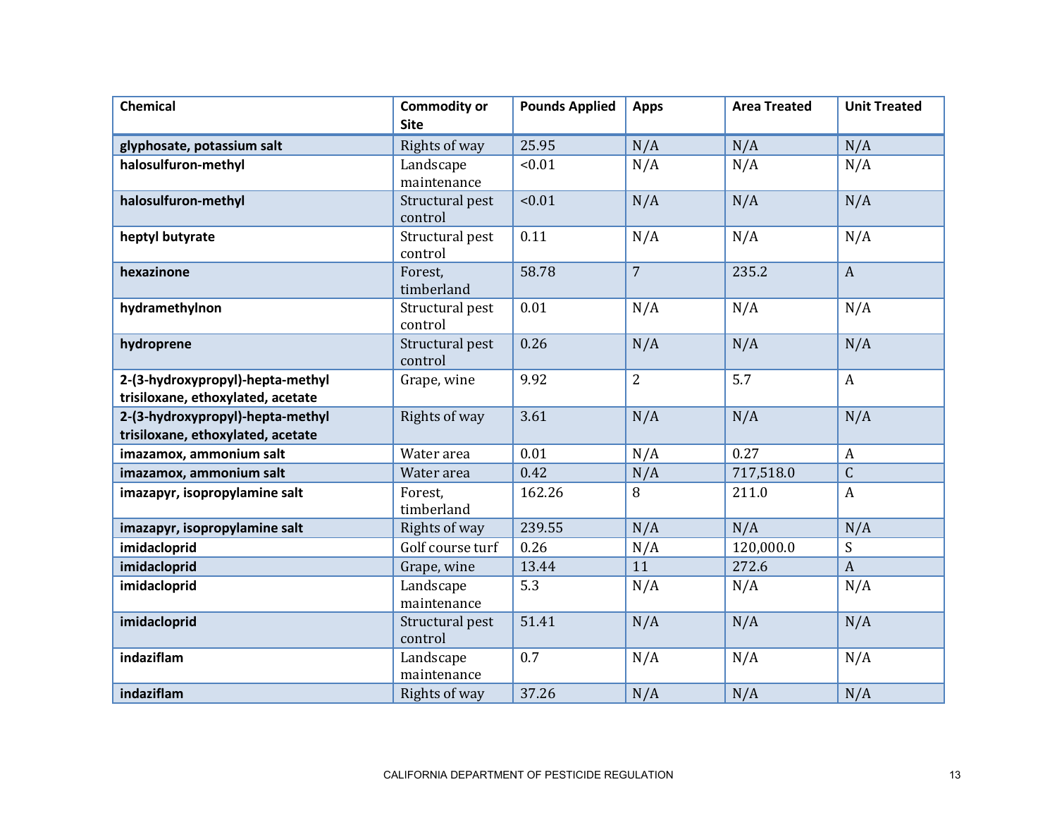| Chemical | Commodity or Site | Pounds Applied | Apps | Area Treated | Unit Treated |
|---|---|---|---|---|---|
| **glyphosate, potassium salt** | Rights of way | 25.95 | N/A | N/A | N/A |
| **halosulfuron-methyl** | Landscape maintenance | <0.01 | N/A | N/A | N/A |
| **halosulfuron-methyl** | Structural pest control | <0.01 | N/A | N/A | N/A |
| **heptyl butyrate** | Structural pest control | 0.11 | N/A | N/A | N/A |
| **hexazinone** | Forest, timberland | 58.78 | 7 | 235.2 | A |
| **hydramethylnon** | Structural pest control | 0.01 | N/A | N/A | N/A |
| **hydroprene** | Structural pest control | 0.26 | N/A | N/A | N/A |
| **2-(3-hydroxypropyl)-hepta-methyl trisiloxane, ethoxylated, acetate** | Grape, wine | 9.92 | 2 | 5.7 | A |
| **2-(3-hydroxypropyl)-hepta-methyl trisiloxane, ethoxylated, acetate** | Rights of way | 3.61 | N/A | N/A | N/A |
| **imazamox, ammonium salt** | Water area | 0.01 | N/A | 0.27 | A |
| **imazamox, ammonium salt** | Water area | 0.42 | N/A | 717,518.0 | C |
| **imazapyr, isopropylamine salt** | Forest, timberland | 162.26 | 8 | 211.0 | A |
| **imazapyr, isopropylamine salt** | Rights of way | 239.55 | N/A | N/A | N/A |
| **imidacloprid** | Golf course turf | 0.26 | N/A | 120,000.0 | S |
| **imidacloprid** | Grape, wine | 13.44 | 11 | 272.6 | A |
| **imidacloprid** | Landscape maintenance | 5.3 | N/A | N/A | N/A |
| **imidacloprid** | Structural pest control | 51.41 | N/A | N/A | N/A |
| **indaziflam** | Landscape maintenance | 0.7 | N/A | N/A | N/A |
| **indaziflam** | Rights of way | 37.26 | N/A | N/A | N/A |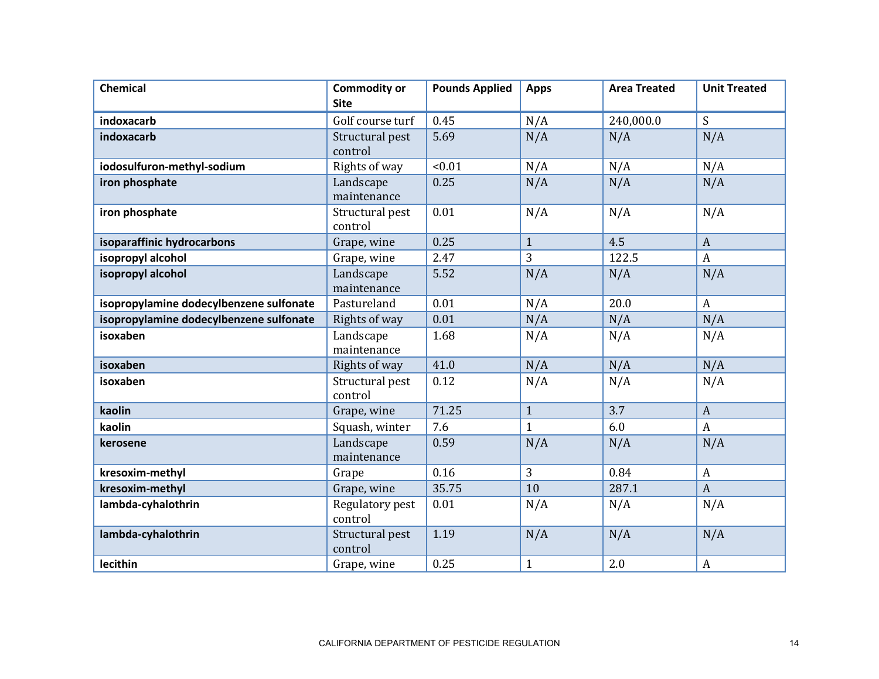| Chemical | Commodity or Site | Pounds Applied | Apps | Area Treated | Unit Treated |
|---|---|---|---|---|---|
| **indoxacarb** | Golf course turf | 0.45 | N/A | 240,000.0 | S |
| **indoxacarb** | Structural pest control | 5.69 | N/A | N/A | N/A |
| **iodosulfuron-methyl-sodium** | Rights of way | <0.01 | N/A | N/A | N/A |
| **iron phosphate** | Landscape maintenance | 0.25 | N/A | N/A | N/A |
| **iron phosphate** | Structural pest control | 0.01 | N/A | N/A | N/A |
| **isoparaffinic hydrocarbons** | Grape, wine | 0.25 | 1 | 4.5 | A |
| **isopropyl alcohol** | Grape, wine | 2.47 | 3 | 122.5 | A |
| **isopropyl alcohol** | Landscape maintenance | 5.52 | N/A | N/A | N/A |
| **isopropylamine dodecylbenzene sulfonate** | Pastureland | 0.01 | N/A | 20.0 | A |
| **isopropylamine dodecylbenzene sulfonate** | Rights of way | 0.01 | N/A | N/A | N/A |
| **isoxaben** | Landscape maintenance | 1.68 | N/A | N/A | N/A |
| **isoxaben** | Rights of way | 41.0 | N/A | N/A | N/A |
| **isoxaben** | Structural pest control | 0.12 | N/A | N/A | N/A |
| **kaolin** | Grape, wine | 71.25 | 1 | 3.7 | A |
| **kaolin** | Squash, winter | 7.6 | 1 | 6.0 | A |
| **kerosene** | Landscape maintenance | 0.59 | N/A | N/A | N/A |
| **kresoxim-methyl** | Grape | 0.16 | 3 | 0.84 | A |
| **kresoxim-methyl** | Grape, wine | 35.75 | 10 | 287.1 | A |
| **lambda-cyhalothrin** | Regulatory pest control | 0.01 | N/A | N/A | N/A |
| **lambda-cyhalothrin** | Structural pest control | 1.19 | N/A | N/A | N/A |
| **lecithin** | Grape, wine | 0.25 | 1 | 2.0 | A |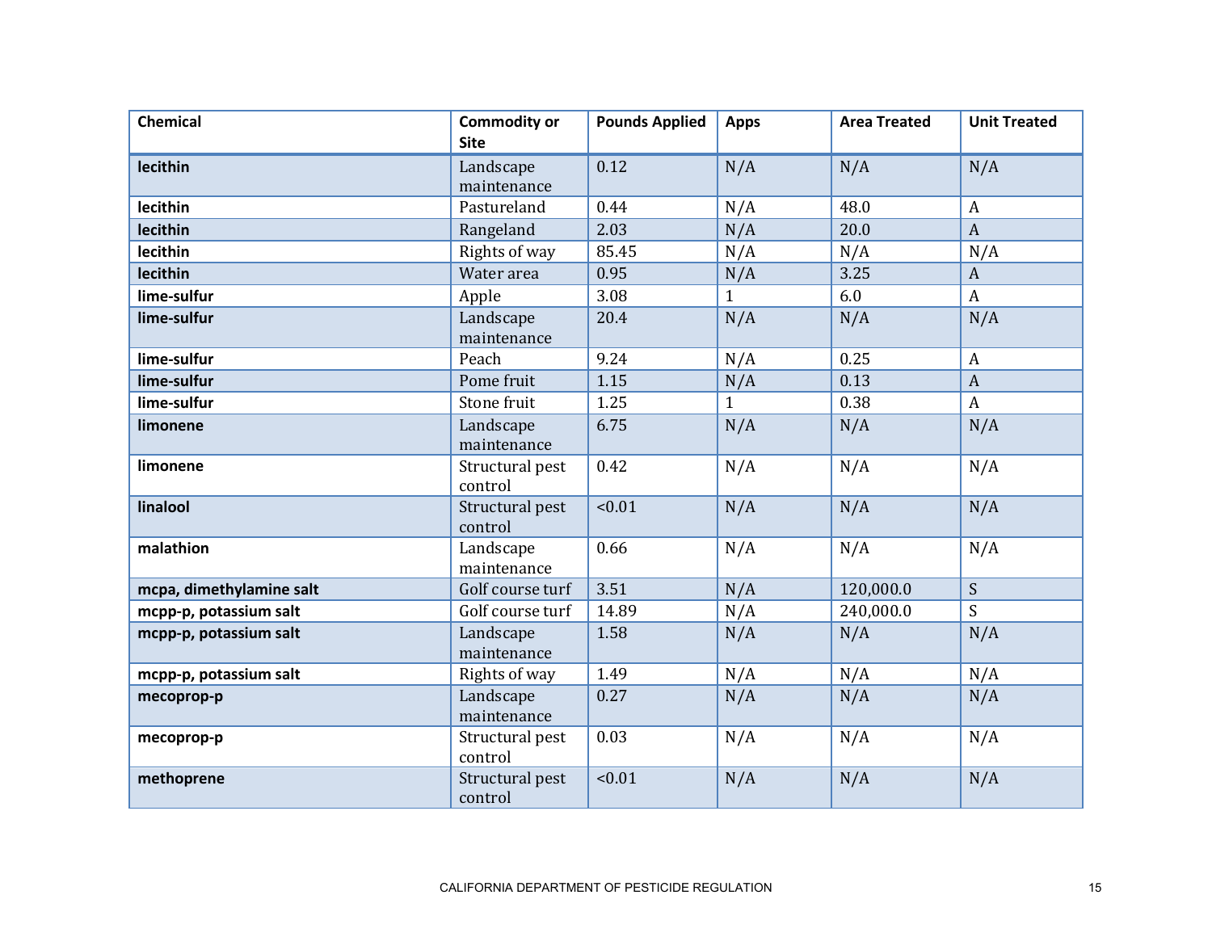| Chemical | Commodity or Site | Pounds Applied | Apps | Area Treated | Unit Treated |
|---|---|---|---|---|---|
| **lecithin** | Landscape maintenance | 0.12 | N/A | N/A | N/A |
| **lecithin** | Pastureland | 0.44 | N/A | 48.0 | A |
| **lecithin** | Rangeland | 2.03 | N/A | 20.0 | A |
| **lecithin** | Rights of way | 85.45 | N/A | N/A | N/A |
| **lecithin** | Water area | 0.95 | N/A | 3.25 | A |
| **lime-sulfur** | Apple | 3.08 | 1 | 6.0 | A |
| **lime-sulfur** | Landscape maintenance | 20.4 | N/A | N/A | N/A |
| **lime-sulfur** | Peach | 9.24 | N/A | 0.25 | A |
| **lime-sulfur** | Pome fruit | 1.15 | N/A | 0.13 | A |
| **lime-sulfur** | Stone fruit | 1.25 | 1 | 0.38 | A |
| **limonene** | Landscape maintenance | 6.75 | N/A | N/A | N/A |
| **limonene** | Structural pest control | 0.42 | N/A | N/A | N/A |
| **linalool** | Structural pest control | <0.01 | N/A | N/A | N/A |
| **malathion** | Landscape maintenance | 0.66 | N/A | N/A | N/A |
| **mcpa, dimethylamine salt** | Golf course turf | 3.51 | N/A | 120,000.0 | S |
| **mcpp-p, potassium salt** | Golf course turf | 14.89 | N/A | 240,000.0 | S |
| **mcpp-p, potassium salt** | Landscape maintenance | 1.58 | N/A | N/A | N/A |
| **mcpp-p, potassium salt** | Rights of way | 1.49 | N/A | N/A | N/A |
| **mecoprop-p** | Landscape maintenance | 0.27 | N/A | N/A | N/A |
| **mecoprop-p** | Structural pest control | 0.03 | N/A | N/A | N/A |
| **methoprene** | Structural pest control | <0.01 | N/A | N/A | N/A |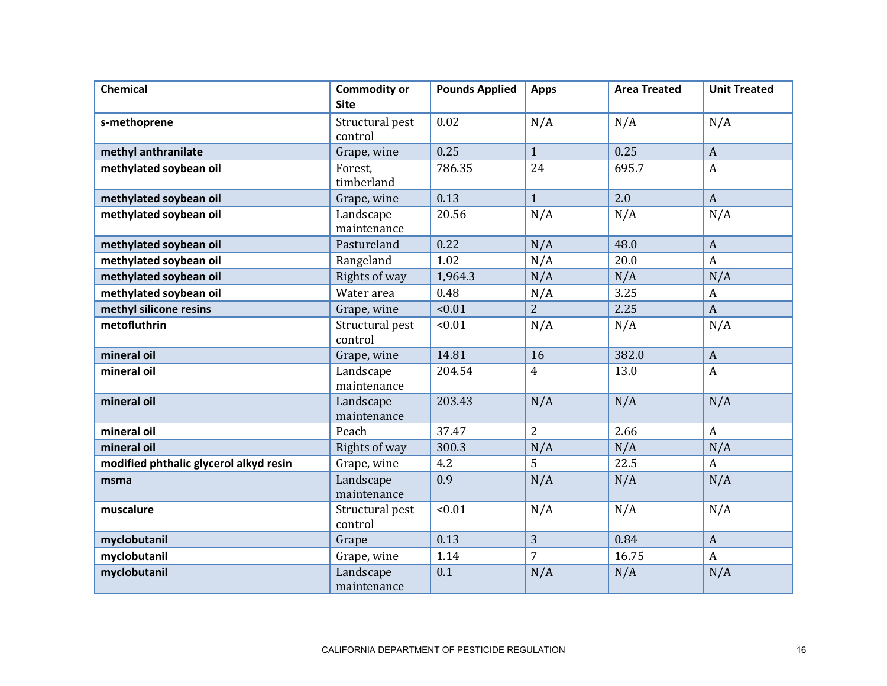| Chemical | Commodity or Site | Pounds Applied | Apps | Area Treated | Unit Treated |
|---|---|---|---|---|---|
| **s-methoprene** | Structural pest control | 0.02 | N/A | N/A | N/A |
| **methyl anthranilate** | Grape, wine | 0.25 | 1 | 0.25 | A |
| **methylated soybean oil** | Forest, timberland | 786.35 | 24 | 695.7 | A |
| **methylated soybean oil** | Grape, wine | 0.13 | 1 | 2.0 | A |
| **methylated soybean oil** | Landscape maintenance | 20.56 | N/A | N/A | N/A |
| **methylated soybean oil** | Pastureland | 0.22 | N/A | 48.0 | A |
| **methylated soybean oil** | Rangeland | 1.02 | N/A | 20.0 | A |
| **methylated soybean oil** | Rights of way | 1,964.3 | N/A | N/A | N/A |
| **methylated soybean oil** | Water area | 0.48 | N/A | 3.25 | A |
| **methyl silicone resins** | Grape, wine | <0.01 | 2 | 2.25 | A |
| **metofluthrin** | Structural pest control | <0.01 | N/A | N/A | N/A |
| **mineral oil** | Grape, wine | 14.81 | 16 | 382.0 | A |
| **mineral oil** | Landscape maintenance | 204.54 | 4 | 13.0 | A |
| **mineral oil** | Landscape maintenance | 203.43 | N/A | N/A | N/A |
| **mineral oil** | Peach | 37.47 | 2 | 2.66 | A |
| **mineral oil** | Rights of way | 300.3 | N/A | N/A | N/A |
| **modified phthalic glycerol alkyd resin** | Grape, wine | 4.2 | 5 | 22.5 | A |
| **msma** | Landscape maintenance | 0.9 | N/A | N/A | N/A |
| **muscalure** | Structural pest control | <0.01 | N/A | N/A | N/A |
| **myclobutanil** | Grape | 0.13 | 3 | 0.84 | A |
| **myclobutanil** | Grape, wine | 1.14 | 7 | 16.75 | A |
| **myclobutanil** | Landscape maintenance | 0.1 | N/A | N/A | N/A |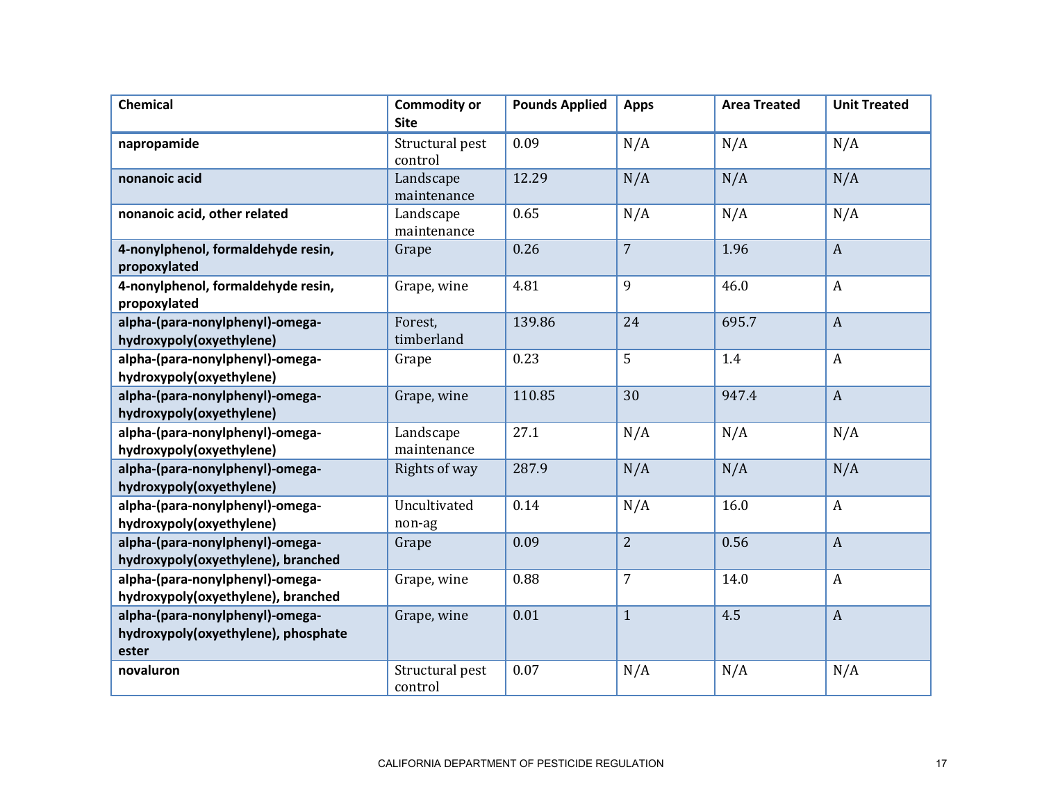| Chemical | Commodity or Site | Pounds Applied | Apps | Area Treated | Unit Treated |
|---|---|---|---|---|---|
| **napropamide** | Structural pest control | 0.09 | N/A | N/A | N/A |
| **nonanoic acid** | Landscape maintenance | 12.29 | N/A | N/A | N/A |
| **nonanoic acid, other related** | Landscape maintenance | 0.65 | N/A | N/A | N/A |
| **4-nonylphenol, formaldehyde resin, propoxylated** | Grape | 0.26 | 7 | 1.96 | A |
| **4-nonylphenol, formaldehyde resin, propoxylated** | Grape, wine | 4.81 | 9 | 46.0 | A |
| **alpha-(para-nonylphenyl)-omega-hydroxypoly(oxyethylene)** | Forest, timberland | 139.86 | 24 | 695.7 | A |
| **alpha-(para-nonylphenyl)-omega-hydroxypoly(oxyethylene)** | Grape | 0.23 | 5 | 1.4 | A |
| **alpha-(para-nonylphenyl)-omega-hydroxypoly(oxyethylene)** | Grape, wine | 110.85 | 30 | 947.4 | A |
| **alpha-(para-nonylphenyl)-omega-hydroxypoly(oxyethylene)** | Landscape maintenance | 27.1 | N/A | N/A | N/A |
| **alpha-(para-nonylphenyl)-omega-hydroxypoly(oxyethylene)** | Rights of way | 287.9 | N/A | N/A | N/A |
| **alpha-(para-nonylphenyl)-omega-hydroxypoly(oxyethylene)** | Uncultivated non-ag | 0.14 | N/A | 16.0 | A |
| **alpha-(para-nonylphenyl)-omega-hydroxypoly(oxyethylene), branched** | Grape | 0.09 | 2 | 0.56 | A |
| **alpha-(para-nonylphenyl)-omega-hydroxypoly(oxyethylene), branched** | Grape, wine | 0.88 | 7 | 14.0 | A |
| **alpha-(para-nonylphenyl)-omega-hydroxypoly(oxyethylene), phosphate ester** | Grape, wine | 0.01 | 1 | 4.5 | A |
| **novaluron** | Structural pest control | 0.07 | N/A | N/A | N/A |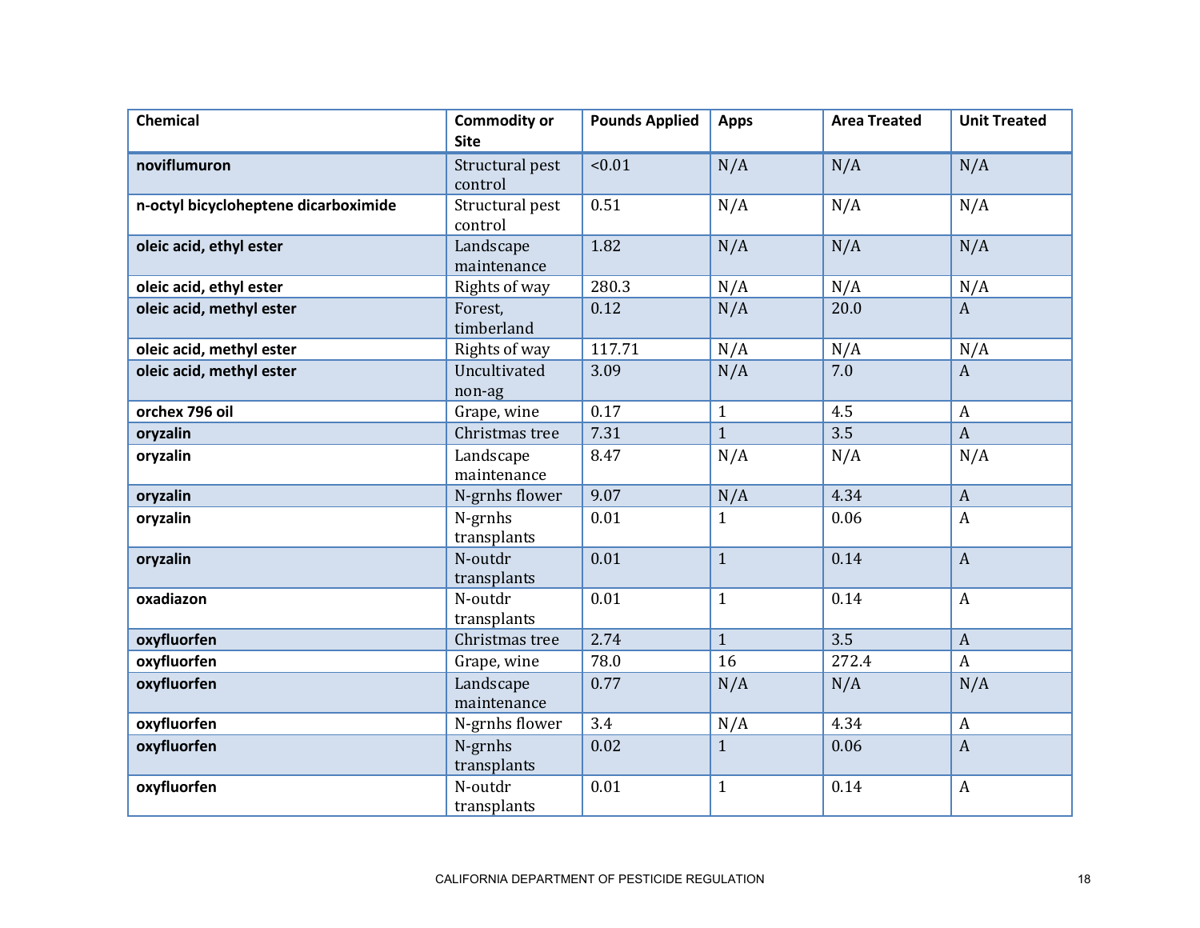| Chemical | Commodity or Site | Pounds Applied | Apps | Area Treated | Unit Treated |
|---|---|---|---|---|---|
| **noviflumuron** | Structural pest control | <0.01 | N/A | N/A | N/A |
| **n-octyl bicycloheptene dicarboximide** | Structural pest control | 0.51 | N/A | N/A | N/A |
| **oleic acid, ethyl ester** | Landscape maintenance | 1.82 | N/A | N/A | N/A |
| **oleic acid, ethyl ester** | Rights of way | 280.3 | N/A | N/A | N/A |
| **oleic acid, methyl ester** | Forest, timberland | 0.12 | N/A | 20.0 | A |
| **oleic acid, methyl ester** | Rights of way | 117.71 | N/A | N/A | N/A |
| **oleic acid, methyl ester** | Uncultivated non-ag | 3.09 | N/A | 7.0 | A |
| **orchex 796 oil** | Grape, wine | 0.17 | 1 | 4.5 | A |
| **oryzalin** | Christmas tree | 7.31 | 1 | 3.5 | A |
| **oryzalin** | Landscape maintenance | 8.47 | N/A | N/A | N/A |
| **oryzalin** | N-grnhs flower | 9.07 | N/A | 4.34 | A |
| **oryzalin** | N-grnhs transplants | 0.01 | 1 | 0.06 | A |
| **oryzalin** | N-outdr transplants | 0.01 | 1 | 0.14 | A |
| **oxadiazon** | N-outdr transplants | 0.01 | 1 | 0.14 | A |
| **oxyfluorfen** | Christmas tree | 2.74 | 1 | 3.5 | A |
| **oxyfluorfen** | Grape, wine | 78.0 | 16 | 272.4 | A |
| **oxyfluorfen** | Landscape maintenance | 0.77 | N/A | N/A | N/A |
| **oxyfluorfen** | N-grnhs flower | 3.4 | N/A | 4.34 | A |
| **oxyfluorfen** | N-grnhs transplants | 0.02 | 1 | 0.06 | A |
| **oxyfluorfen** | N-outdr transplants | 0.01 | 1 | 0.14 | A |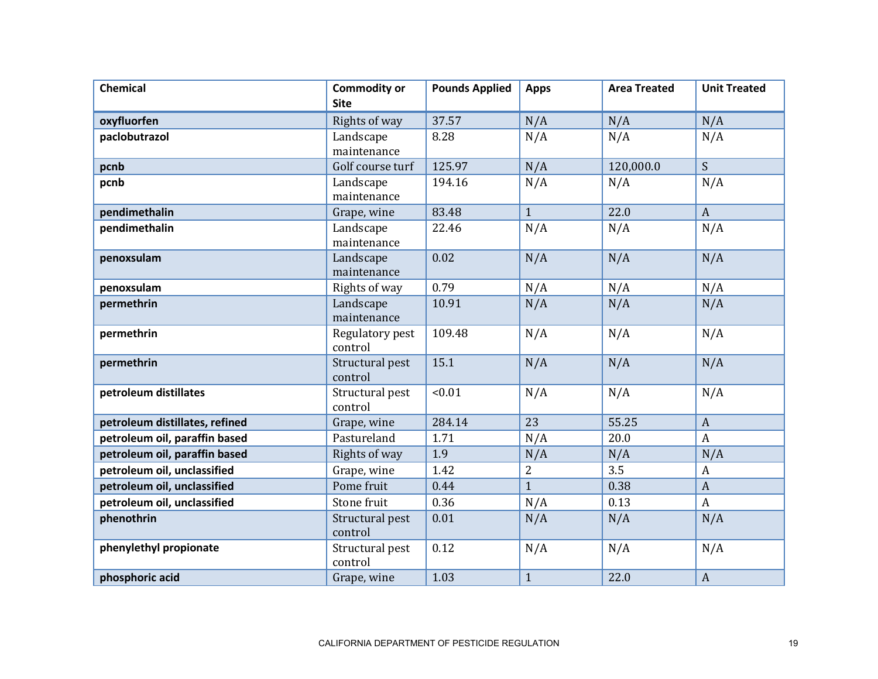| Chemical | Commodity or Site | Pounds Applied | Apps | Area Treated | Unit Treated |
|---|---|---|---|---|---|
| **oxyfluorfen** | Rights of way | 37.57 | N/A | N/A | N/A |
| **paclobutrazol** | Landscape maintenance | 8.28 | N/A | N/A | N/A |
| **pcnb** | Golf course turf | 125.97 | N/A | 120,000.0 | S |
| **pcnb** | Landscape maintenance | 194.16 | N/A | N/A | N/A |
| **pendimethalin** | Grape, wine | 83.48 | 1 | 22.0 | A |
| **pendimethalin** | Landscape maintenance | 22.46 | N/A | N/A | N/A |
| **penoxsulam** | Landscape maintenance | 0.02 | N/A | N/A | N/A |
| **penoxsulam** | Rights of way | 0.79 | N/A | N/A | N/A |
| **permethrin** | Landscape maintenance | 10.91 | N/A | N/A | N/A |
| **permethrin** | Regulatory pest control | 109.48 | N/A | N/A | N/A |
| **permethrin** | Structural pest control | 15.1 | N/A | N/A | N/A |
| **petroleum distillates** | Structural pest control | <0.01 | N/A | N/A | N/A |
| **petroleum distillates, refined** | Grape, wine | 284.14 | 23 | 55.25 | A |
| **petroleum oil, paraffin based** | Pastureland | 1.71 | N/A | 20.0 | A |
| **petroleum oil, paraffin based** | Rights of way | 1.9 | N/A | N/A | N/A |
| **petroleum oil, unclassified** | Grape, wine | 1.42 | 2 | 3.5 | A |
| **petroleum oil, unclassified** | Pome fruit | 0.44 | 1 | 0.38 | A |
| **petroleum oil, unclassified** | Stone fruit | 0.36 | N/A | 0.13 | A |
| **phenothrin** | Structural pest control | 0.01 | N/A | N/A | N/A |
| **phenylethyl propionate** | Structural pest control | 0.12 | N/A | N/A | N/A |
| **phosphoric acid** | Grape, wine | 1.03 | 1 | 22.0 | A |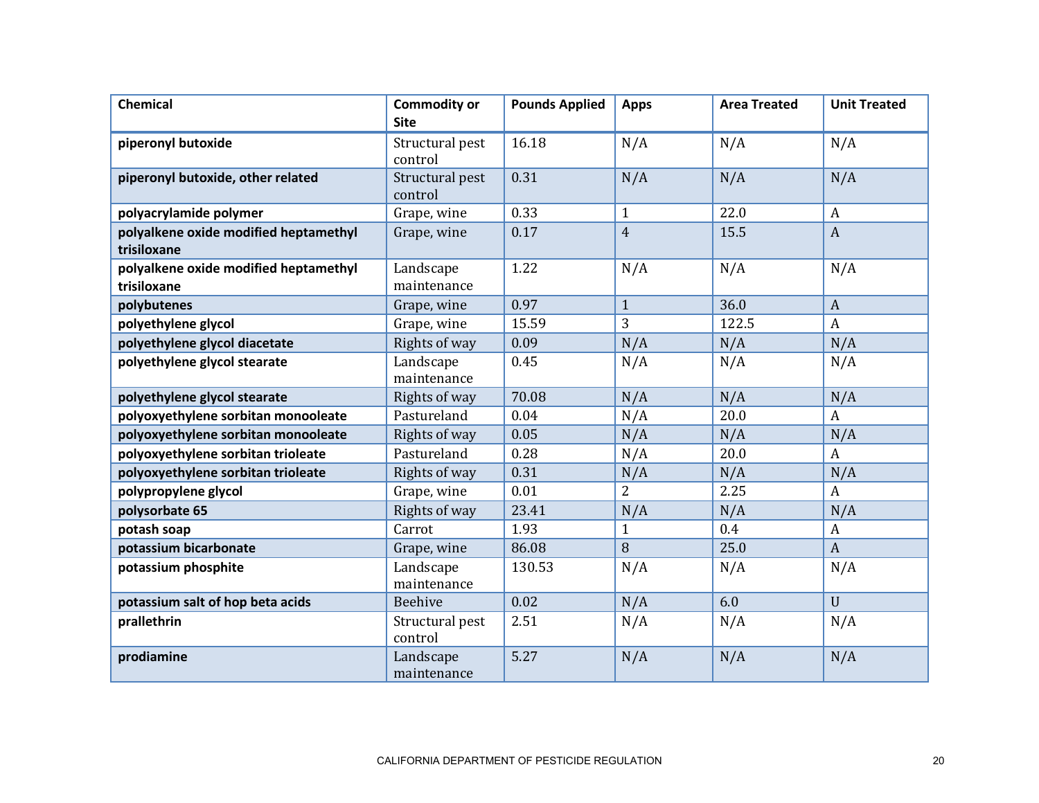| Chemical | Commodity or Site | Pounds Applied | Apps | Area Treated | Unit Treated |
|---|---|---|---|---|---|
| **piperonyl butoxide** | Structural pest control | 16.18 | N/A | N/A | N/A |
| **piperonyl butoxide, other related** | Structural pest control | 0.31 | N/A | N/A | N/A |
| **polyacrylamide polymer** | Grape, wine | 0.33 | 1 | 22.0 | A |
| **polyalkene oxide modified heptamethyl trisiloxane** | Grape, wine | 0.17 | 4 | 15.5 | A |
| **polyalkene oxide modified heptamethyl trisiloxane** | Landscape maintenance | 1.22 | N/A | N/A | N/A |
| **polybutenes** | Grape, wine | 0.97 | 1 | 36.0 | A |
| **polyethylene glycol** | Grape, wine | 15.59 | 3 | 122.5 | A |
| **polyethylene glycol diacetate** | Rights of way | 0.09 | N/A | N/A | N/A |
| **polyethylene glycol stearate** | Landscape maintenance | 0.45 | N/A | N/A | N/A |
| **polyethylene glycol stearate** | Rights of way | 70.08 | N/A | N/A | N/A |
| **polyoxyethylene sorbitan monooleate** | Pastureland | 0.04 | N/A | 20.0 | A |
| **polyoxyethylene sorbitan monooleate** | Rights of way | 0.05 | N/A | N/A | N/A |
| **polyoxyethylene sorbitan trioleate** | Pastureland | 0.28 | N/A | 20.0 | A |
| **polyoxyethylene sorbitan trioleate** | Rights of way | 0.31 | N/A | N/A | N/A |
| **polypropylene glycol** | Grape, wine | 0.01 | 2 | 2.25 | A |
| **polysorbate 65** | Rights of way | 23.41 | N/A | N/A | N/A |
| **potash soap** | Carrot | 1.93 | 1 | 0.4 | A |
| **potassium bicarbonate** | Grape, wine | 86.08 | 8 | 25.0 | A |
| **potassium phosphite** | Landscape maintenance | 130.53 | N/A | N/A | N/A |
| **potassium salt of hop beta acids** | Beehive | 0.02 | N/A | 6.0 | U |
| **prallethrin** | Structural pest control | 2.51 | N/A | N/A | N/A |
| **prodiamine** | Landscape maintenance | 5.27 | N/A | N/A | N/A |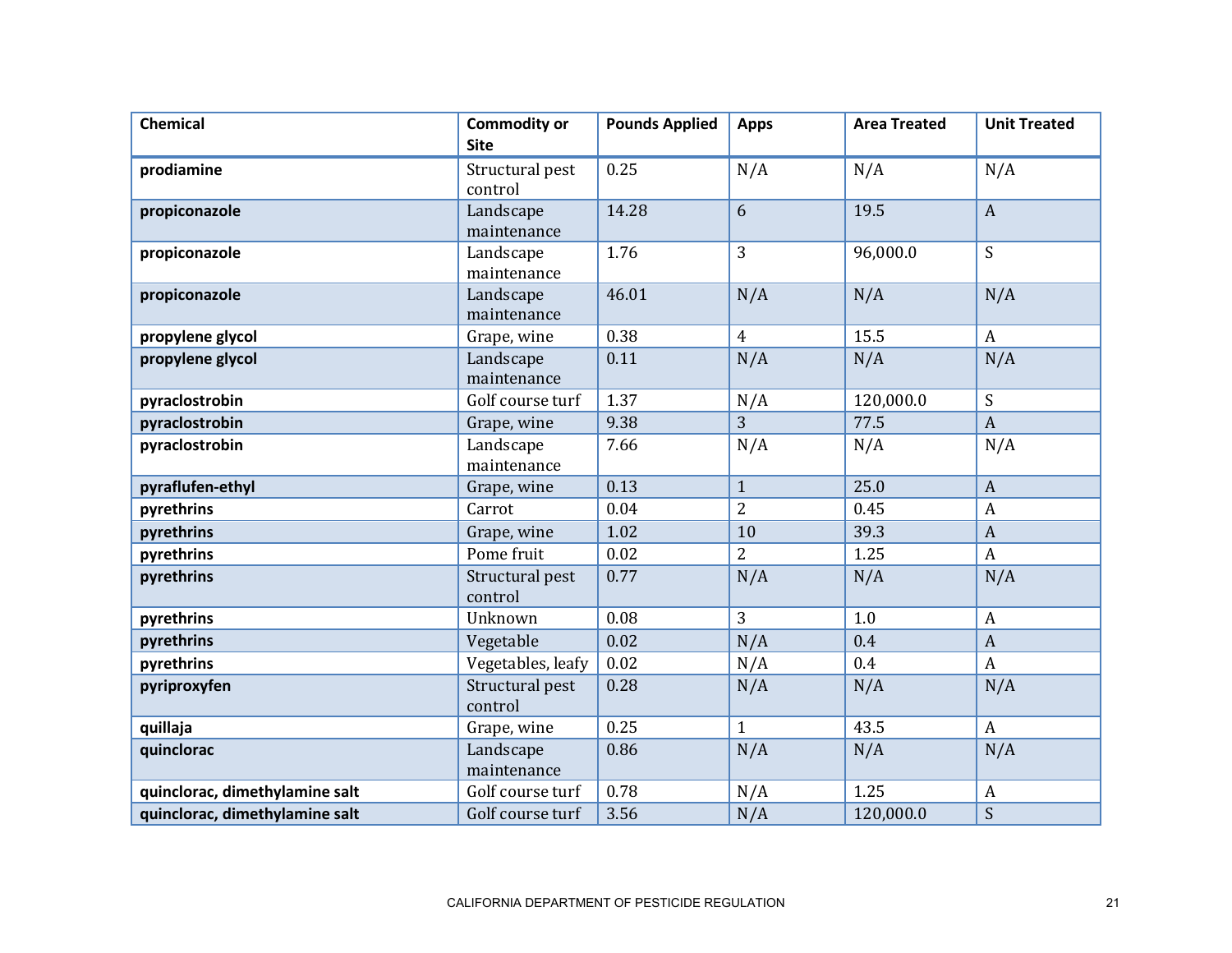| Chemical | Commodity or Site | Pounds Applied | Apps | Area Treated | Unit Treated |
|---|---|---|---|---|---|
| **prodiamine** | Structural pest control | 0.25 | N/A | N/A | N/A |
| **propiconazole** | Landscape maintenance | 14.28 | 6 | 19.5 | A |
| **propiconazole** | Landscape maintenance | 1.76 | 3 | 96,000.0 | S |
| **propiconazole** | Landscape maintenance | 46.01 | N/A | N/A | N/A |
| **propylene glycol** | Grape, wine | 0.38 | 4 | 15.5 | A |
| **propylene glycol** | Landscape maintenance | 0.11 | N/A | N/A | N/A |
| **pyraclostrobin** | Golf course turf | 1.37 | N/A | 120,000.0 | S |
| **pyraclostrobin** | Grape, wine | 9.38 | 3 | 77.5 | A |
| **pyraclostrobin** | Landscape maintenance | 7.66 | N/A | N/A | N/A |
| **pyraflufen-ethyl** | Grape, wine | 0.13 | 1 | 25.0 | A |
| **pyrethrins** | Carrot | 0.04 | 2 | 0.45 | A |
| **pyrethrins** | Grape, wine | 1.02 | 10 | 39.3 | A |
| **pyrethrins** | Pome fruit | 0.02 | 2 | 1.25 | A |
| **pyrethrins** | Structural pest control | 0.77 | N/A | N/A | N/A |
| **pyrethrins** | Unknown | 0.08 | 3 | 1.0 | A |
| **pyrethrins** | Vegetable | 0.02 | N/A | 0.4 | A |
| **pyrethrins** | Vegetables, leafy | 0.02 | N/A | 0.4 | A |
| **pyriproxyfen** | Structural pest control | 0.28 | N/A | N/A | N/A |
| **quillaja** | Grape, wine | 0.25 | 1 | 43.5 | A |
| **quinclorac** | Landscape maintenance | 0.86 | N/A | N/A | N/A |
| **quinclorac, dimethylamine salt** | Golf course turf | 0.78 | N/A | 1.25 | A |
| **quinclorac, dimethylamine salt** | Golf course turf | 3.56 | N/A | 120,000.0 | S |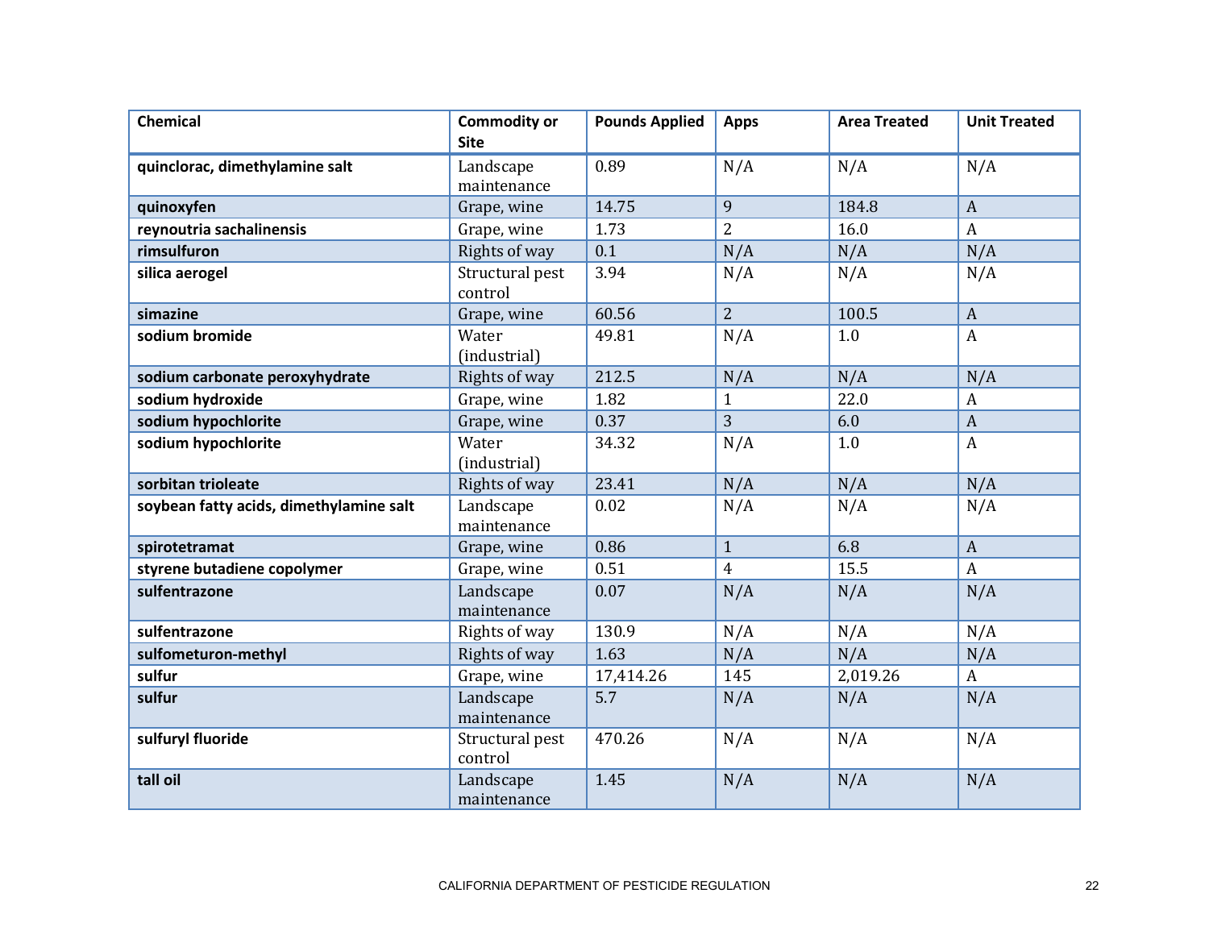| Chemical | Commodity or Site | Pounds Applied | Apps | Area Treated | Unit Treated |
|---|---|---|---|---|---|
| **quinclorac, dimethylamine salt** | Landscape maintenance | 0.89 | N/A | N/A | N/A |
| **quinoxyfen** | Grape, wine | 14.75 | 9 | 184.8 | A |
| **reynoutria sachalinensis** | Grape, wine | 1.73 | 2 | 16.0 | A |
| **rimsulfuron** | Rights of way | 0.1 | N/A | N/A | N/A |
| **silica aerogel** | Structural pest control | 3.94 | N/A | N/A | N/A |
| **simazine** | Grape, wine | 60.56 | 2 | 100.5 | A |
| **sodium bromide** | Water (industrial) | 49.81 | N/A | 1.0 | A |
| **sodium carbonate peroxyhydrate** | Rights of way | 212.5 | N/A | N/A | N/A |
| **sodium hydroxide** | Grape, wine | 1.82 | 1 | 22.0 | A |
| **sodium hypochlorite** | Grape, wine | 0.37 | 3 | 6.0 | A |
| **sodium hypochlorite** | Water (industrial) | 34.32 | N/A | 1.0 | A |
| **sorbitan trioleate** | Rights of way | 23.41 | N/A | N/A | N/A |
| **soybean fatty acids, dimethylamine salt** | Landscape maintenance | 0.02 | N/A | N/A | N/A |
| **spirotetramat** | Grape, wine | 0.86 | 1 | 6.8 | A |
| **styrene butadiene copolymer** | Grape, wine | 0.51 | 4 | 15.5 | A |
| **sulfentrazone** | Landscape maintenance | 0.07 | N/A | N/A | N/A |
| **sulfentrazone** | Rights of way | 130.9 | N/A | N/A | N/A |
| **sulfometuron-methyl** | Rights of way | 1.63 | N/A | N/A | N/A |
| **sulfur** | Grape, wine | 17,414.26 | 145 | 2,019.26 | A |
| **sulfur** | Landscape maintenance | 5.7 | N/A | N/A | N/A |
| **sulfuryl fluoride** | Structural pest control | 470.26 | N/A | N/A | N/A |
| **tall oil** | Landscape maintenance | 1.45 | N/A | N/A | N/A |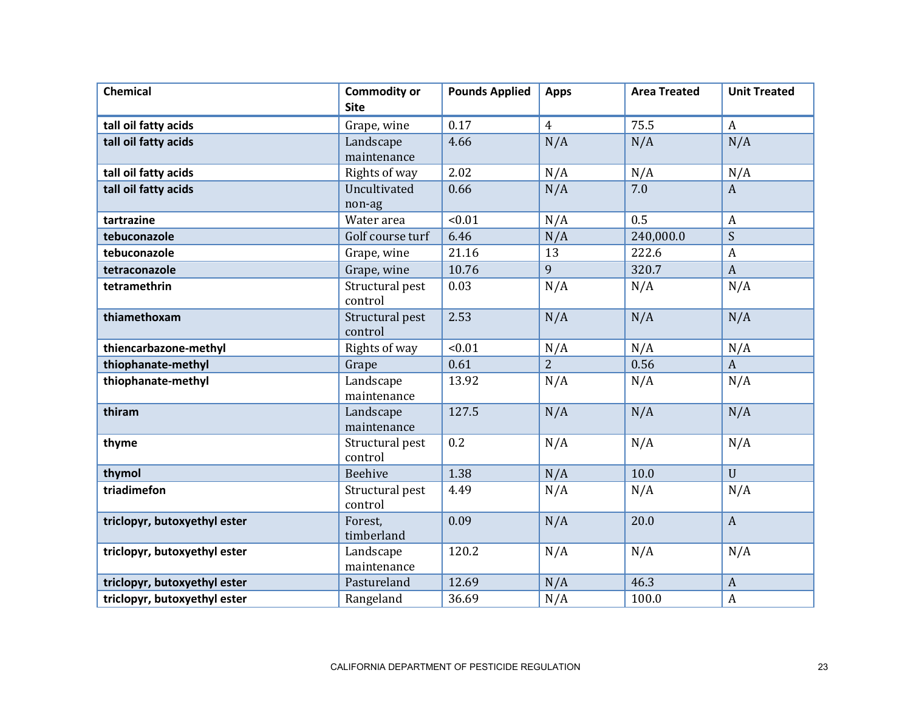| Chemical | Commodity or Site | Pounds Applied | Apps | Area Treated | Unit Treated |
|---|---|---|---|---|---|
| **tall oil fatty acids** | Grape, wine | 0.17 | 4 | 75.5 | A |
| **tall oil fatty acids** | Landscape maintenance | 4.66 | N/A | N/A | N/A |
| **tall oil fatty acids** | Rights of way | 2.02 | N/A | N/A | N/A |
| **tall oil fatty acids** | Uncultivated non-ag | 0.66 | N/A | 7.0 | A |
| **tartrazine** | Water area | <0.01 | N/A | 0.5 | A |
| **tebuconazole** | Golf course turf | 6.46 | N/A | 240,000.0 | S |
| **tebuconazole** | Grape, wine | 21.16 | 13 | 222.6 | A |
| **tetraconazole** | Grape, wine | 10.76 | 9 | 320.7 | A |
| **tetramethrin** | Structural pest control | 0.03 | N/A | N/A | N/A |
| **thiamethoxam** | Structural pest control | 2.53 | N/A | N/A | N/A |
| **thiencarbazone-methyl** | Rights of way | <0.01 | N/A | N/A | N/A |
| **thiophanate-methyl** | Grape | 0.61 | 2 | 0.56 | A |
| **thiophanate-methyl** | Landscape maintenance | 13.92 | N/A | N/A | N/A |
| **thiram** | Landscape maintenance | 127.5 | N/A | N/A | N/A |
| **thyme** | Structural pest control | 0.2 | N/A | N/A | N/A |
| **thymol** | Beehive | 1.38 | N/A | 10.0 | U |
| **triadimefon** | Structural pest control | 4.49 | N/A | N/A | N/A |
| **triclopyr, butoxyethyl ester** | Forest, timberland | 0.09 | N/A | 20.0 | A |
| **triclopyr, butoxyethyl ester** | Landscape maintenance | 120.2 | N/A | N/A | N/A |
| **triclopyr, butoxyethyl ester** | Pastureland | 12.69 | N/A | 46.3 | A |
| **triclopyr, butoxyethyl ester** | Rangeland | 36.69 | N/A | 100.0 | A |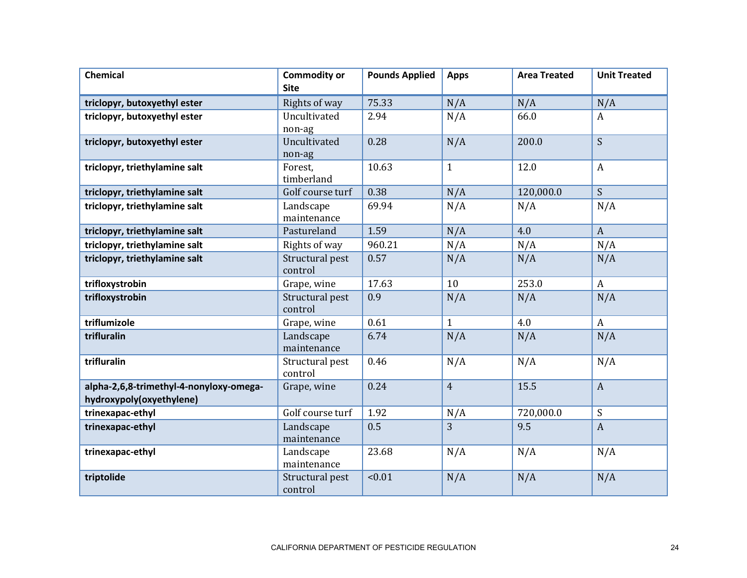| Chemical | Commodity or Site | Pounds Applied | Apps | Area Treated | Unit Treated |
|---|---|---|---|---|---|
| **triclopyr, butoxyethyl ester** | Rights of way | 75.33 | N/A | N/A | N/A |
| **triclopyr, butoxyethyl ester** | Uncultivated non-ag | 2.94 | N/A | 66.0 | A |
| **triclopyr, butoxyethyl ester** | Uncultivated non-ag | 0.28 | N/A | 200.0 | S |
| **triclopyr, triethylamine salt** | Forest, timberland | 10.63 | 1 | 12.0 | A |
| **triclopyr, triethylamine salt** | Golf course turf | 0.38 | N/A | 120,000.0 | S |
| **triclopyr, triethylamine salt** | Landscape maintenance | 69.94 | N/A | N/A | N/A |
| **triclopyr, triethylamine salt** | Pastureland | 1.59 | N/A | 4.0 | A |
| **triclopyr, triethylamine salt** | Rights of way | 960.21 | N/A | N/A | N/A |
| **triclopyr, triethylamine salt** | Structural pest control | 0.57 | N/A | N/A | N/A |
| **trifloxystrobin** | Grape, wine | 17.63 | 10 | 253.0 | A |
| **trifloxystrobin** | Structural pest control | 0.9 | N/A | N/A | N/A |
| **triflumizole** | Grape, wine | 0.61 | 1 | 4.0 | A |
| **trifluralin** | Landscape maintenance | 6.74 | N/A | N/A | N/A |
| **trifluralin** | Structural pest control | 0.46 | N/A | N/A | N/A |
| **alpha-2,6,8-trimethyl-4-nonyloxy-omega-hydroxypoly(oxyethylene)** | Grape, wine | 0.24 | 4 | 15.5 | A |
| **trinexapac-ethyl** | Golf course turf | 1.92 | N/A | 720,000.0 | S |
| **trinexapac-ethyl** | Landscape maintenance | 0.5 | 3 | 9.5 | A |
| **trinexapac-ethyl** | Landscape maintenance | 23.68 | N/A | N/A | N/A |
| **triptolide** | Structural pest control | <0.01 | N/A | N/A | N/A |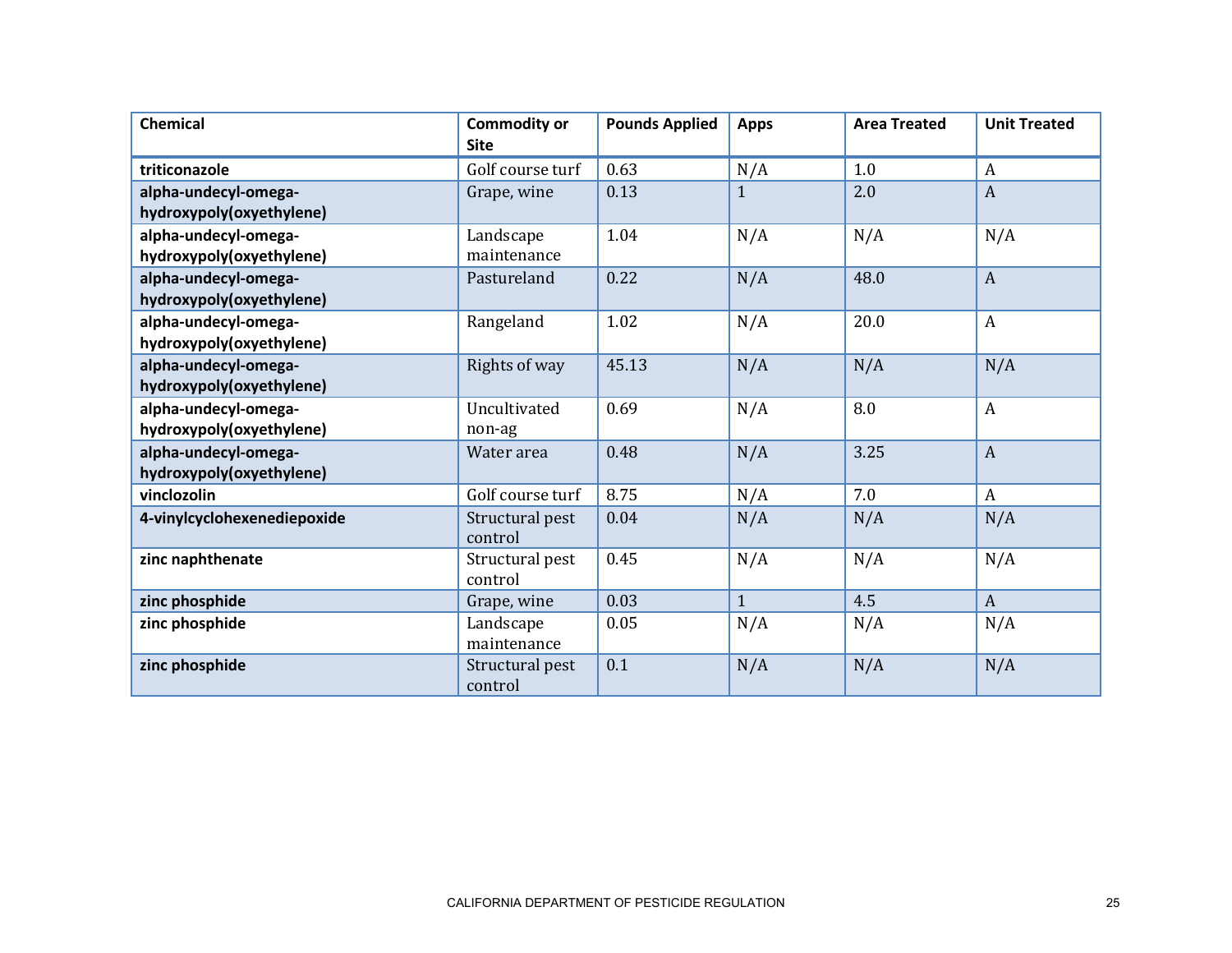| Chemical | Commodity or Site | Pounds Applied | Apps | Area Treated | Unit Treated |
|---|---|---|---|---|---|
| **triticonazole** | Golf course turf | 0.63 | N/A | 1.0 | A |
| **alpha-undecyl-omega-hydroxypoly(oxyethylene)** | Grape, wine | 0.13 | 1 | 2.0 | A |
| **alpha-undecyl-omega-hydroxypoly(oxyethylene)** | Landscape maintenance | 1.04 | N/A | N/A | N/A |
| **alpha-undecyl-omega-hydroxypoly(oxyethylene)** | Pastureland | 0.22 | N/A | 48.0 | A |
| **alpha-undecyl-omega-hydroxypoly(oxyethylene)** | Rangeland | 1.02 | N/A | 20.0 | A |
| **alpha-undecyl-omega-hydroxypoly(oxyethylene)** | Rights of way | 45.13 | N/A | N/A | N/A |
| **alpha-undecyl-omega-hydroxypoly(oxyethylene)** | Uncultivated non-ag | 0.69 | N/A | 8.0 | A |
| **alpha-undecyl-omega-hydroxypoly(oxyethylene)** | Water area | 0.48 | N/A | 3.25 | A |
| **vinclozolin** | Golf course turf | 8.75 | N/A | 7.0 | A |
| **4-vinylcyclohexenediepoxide** | Structural pest control | 0.04 | N/A | N/A | N/A |
| **zinc naphthenate** | Structural pest control | 0.45 | N/A | N/A | N/A |
| **zinc phosphide** | Grape, wine | 0.03 | 1 | 4.5 | A |
| **zinc phosphide** | Landscape maintenance | 0.05 | N/A | N/A | N/A |
| **zinc phosphide** | Structural pest control | 0.1 | N/A | N/A | N/A |